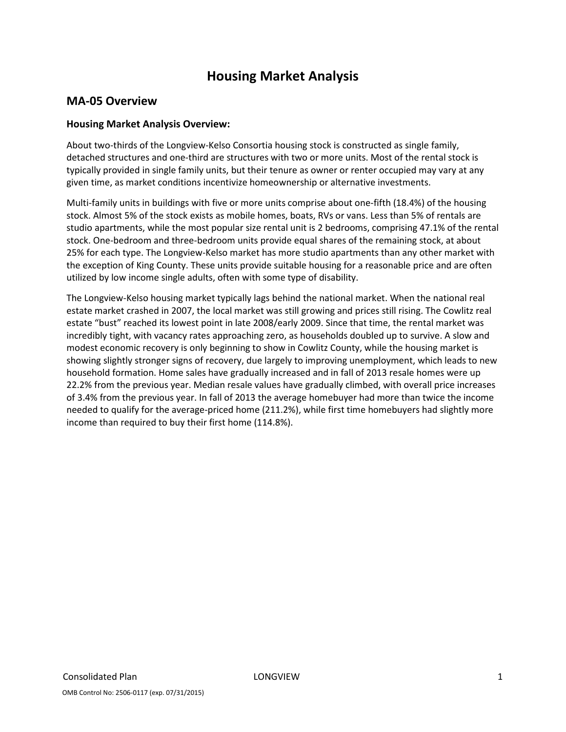# Housing Market Analysis

## MA-05 Overview

### Housing Market Analysis Overview:

About two-thirds of the Longview-Kelso Consortia housing stock is constructed as single family, detached structures and one-third are structures with two or more units. Most of the rental stock is typically provided in single family units, but their tenure as owner or renter occupied may vary at any given time, as market conditions incentivize homeownership or alternative investments.

Multi-family units in buildings with five or more units comprise about one-fifth (18.4%) of the housing stock. Almost 5% of the stock exists as mobile homes, boats, RVs or vans. Less than 5% of rentals are studio apartments, while the most popular size rental unit is 2 bedrooms, comprising 47.1% of the rental stock. One-bedroom and three-bedroom units provide equal shares of the remaining stock, at about 25% for each type. The Longview-Kelso market has more studio apartments than any other market with the exception of King County. These units provide suitable housing for a reasonable price and are often utilized by low income single adults, often with some type of disability.

The Longview-Kelso housing market typically lags behind the national market. When the national real estate market crashed in 2007, the local market was still growing and prices still rising. The Cowlitz real estate "bust" reached its lowest point in late 2008/early 2009. Since that time, the rental market was incredibly tight, with vacancy rates approaching zero, as households doubled up to survive. A slow and modest economic recovery is only beginning to show in Cowlitz County, while the housing market is showing slightly stronger signs of recovery, due largely to improving unemployment, which leads to new household formation. Home sales have gradually increased and in fall of 2013 resale homes were up 22.2% from the previous year. Median resale values have gradually climbed, with overall price increases of 3.4% from the previous year. In fall of 2013 the average homebuyer had more than twice the income needed to qualify for the average-priced home (211.2%), while first time homebuyers had slightly more income than required to buy their first home (114.8%).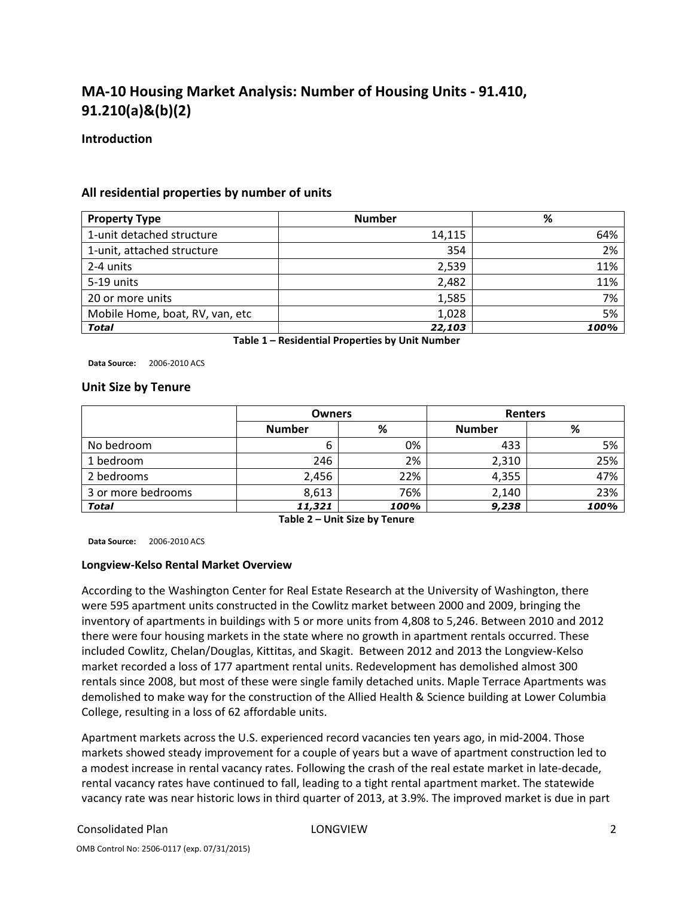## MA-10 Housing Market Analysis: Number of Housing Units - 91.410, 91.210(a)&(b)(2)

### Introduction

### All residential properties by number of units

| Property Type | Number | % |
|---|---|---|
| 1-unit detached structure | 14,115 | 64% |
| 1-unit, attached structure | 354 | 2% |
| 2-4 units | 2,539 | 11% |
| 5-19 units | 2,482 | 11% |
| 20 or more units | 1,585 | 7% |
| Mobile Home, boat, RV, van, etc | 1,028 | 5% |
| ***Total*** | ***22,103*** | ***100%*** |

**Table 1 – Residential Properties by Unit Number**

**Data Source:** 2006-2010 ACS

### Unit Size by Tenure

| | Owners | | Renters | |
|---|---|---|---|---|
| | **Number** | **%** | **Number** | **%** |
| No bedroom | 6 | 0% | 433 | 5% |
| 1 bedroom | 246 | 2% | 2,310 | 25% |
| 2 bedrooms | 2,456 | 22% | 4,355 | 47% |
| 3 or more bedrooms | 8,613 | 76% | 2,140 | 23% |
| ***Total*** | ***11,321*** | ***100%*** | ***9,238*** | ***100%*** |

**Table 2 – Unit Size by Tenure**

**Data Source:** 2006-2010 ACS

**Longview-Kelso Rental Market Overview**

According to the Washington Center for Real Estate Research at the University of Washington, there were 595 apartment units constructed in the Cowlitz market between 2000 and 2009, bringing the inventory of apartments in buildings with 5 or more units from 4,808 to 5,246. Between 2010 and 2012 there were four housing markets in the state where no growth in apartment rentals occurred. These included Cowlitz, Chelan/Douglas, Kittitas, and Skagit. Between 2012 and 2013 the Longview-Kelso market recorded a loss of 177 apartment rental units. Redevelopment has demolished almost 300 rentals since 2008, but most of these were single family detached units. Maple Terrace Apartments was demolished to make way for the construction of the Allied Health & Science building at Lower Columbia College, resulting in a loss of 62 affordable units.

Apartment markets across the U.S. experienced record vacancies ten years ago, in mid-2004. Those markets showed steady improvement for a couple of years but a wave of apartment construction led to a modest increase in rental vacancy rates. Following the crash of the real estate market in late-decade, rental vacancy rates have continued to fall, leading to a tight rental apartment market. The statewide vacancy rate was near historic lows in third quarter of 2013, at 3.9%. The improved market is due in part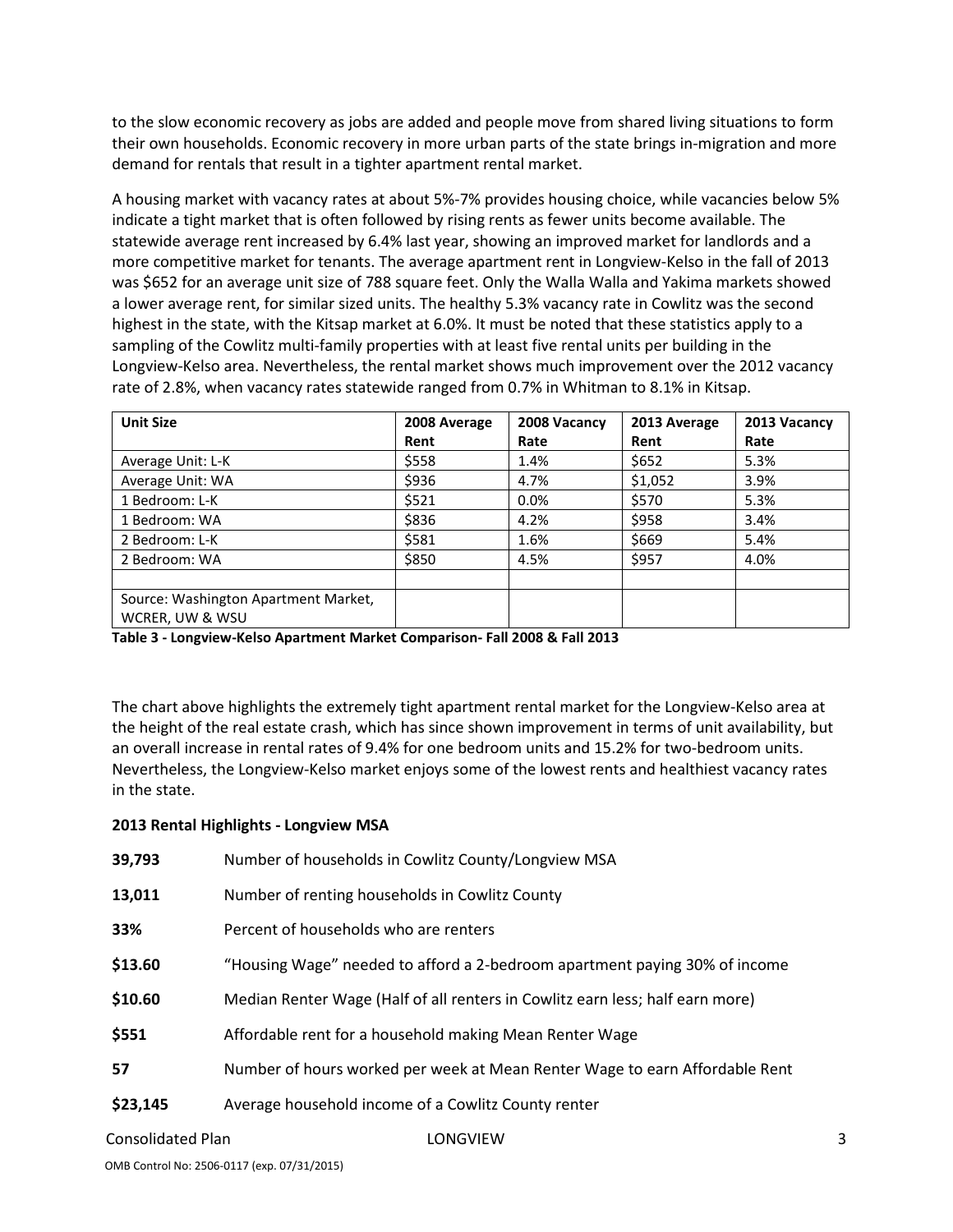to the slow economic recovery as jobs are added and people move from shared living situations to form their own households. Economic recovery in more urban parts of the state brings in-migration and more demand for rentals that result in a tighter apartment rental market.

A housing market with vacancy rates at about 5%-7% provides housing choice, while vacancies below 5% indicate a tight market that is often followed by rising rents as fewer units become available. The statewide average rent increased by 6.4% last year, showing an improved market for landlords and a more competitive market for tenants. The average apartment rent in Longview-Kelso in the fall of 2013 was $652 for an average unit size of 788 square feet. Only the Walla Walla and Yakima markets showed a lower average rent, for similar sized units. The healthy 5.3% vacancy rate in Cowlitz was the second highest in the state, with the Kitsap market at 6.0%. It must be noted that these statistics apply to a sampling of the Cowlitz multi-family properties with at least five rental units per building in the Longview-Kelso area. Nevertheless, the rental market shows much improvement over the 2012 vacancy rate of 2.8%, when vacancy rates statewide ranged from 0.7% in Whitman to 8.1% in Kitsap.

| Unit Size | 2008 Average Rent | 2008 Vacancy Rate | 2013 Average Rent | 2013 Vacancy Rate |
|---|---|---|---|---|
| Average Unit: L-K | $558 | 1.4% | $652 | 5.3% |
| Average Unit: WA | $936 | 4.7% | $1,052 | 3.9% |
| 1 Bedroom: L-K | $521 | 0.0% | $570 | 5.3% |
| 1 Bedroom: WA | $836 | 4.2% | $958 | 3.4% |
| 2 Bedroom: L-K | $581 | 1.6% | $669 | 5.4% |
| 2 Bedroom: WA | $850 | 4.5% | $957 | 4.0% |
| | | | | |
| Source: Washington Apartment Market, WCRER, UW & WSU | | | | |

**Table 3 - Longview-Kelso Apartment Market Comparison- Fall 2008 & Fall 2013**

The chart above highlights the extremely tight apartment rental market for the Longview-Kelso area at the height of the real estate crash, which has since shown improvement in terms of unit availability, but an overall increase in rental rates of 9.4% for one bedroom units and 15.2% for two-bedroom units. Nevertheless, the Longview-Kelso market enjoys some of the lowest rents and healthiest vacancy rates in the state.

**2013 Rental Highlights - Longview MSA**

| | |
|---|---|
| **39,793** | Number of households in Cowlitz County/Longview MSA |
| **13,011** | Number of renting households in Cowlitz County |
| **33%** | Percent of households who are renters |
| **$13.60** | "Housing Wage" needed to afford a 2-bedroom apartment paying 30% of income |
| **$10.60** | Median Renter Wage (Half of all renters in Cowlitz earn less; half earn more) |
| **$551** | Affordable rent for a household making Mean Renter Wage |
| **57** | Number of hours worked per week at Mean Renter Wage to earn Affordable Rent |
| **$23,145** | Average household income of a Cowlitz County renter |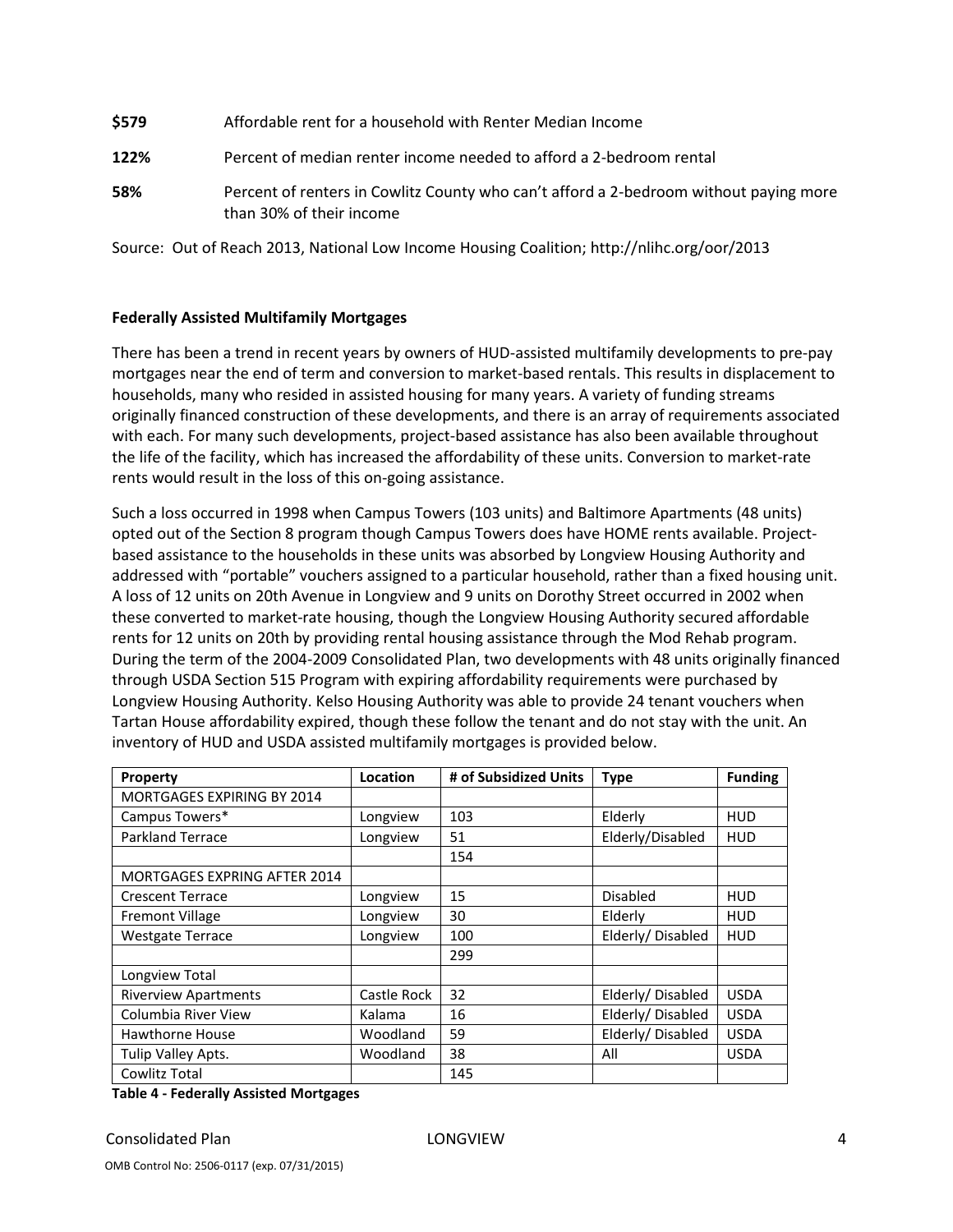**$579** Affordable rent for a household with Renter Median Income

**122%** Percent of median renter income needed to afford a 2-bedroom rental

**58%** Percent of renters in Cowlitz County who can't afford a 2-bedroom without paying more than 30% of their income

Source: Out of Reach 2013, National Low Income Housing Coalition; http://nlihc.org/oor/2013

**Federally Assisted Multifamily Mortgages**

There has been a trend in recent years by owners of HUD-assisted multifamily developments to pre-pay mortgages near the end of term and conversion to market-based rentals. This results in displacement to households, many who resided in assisted housing for many years. A variety of funding streams originally financed construction of these developments, and there is an array of requirements associated with each. For many such developments, project-based assistance has also been available throughout the life of the facility, which has increased the affordability of these units. Conversion to market-rate rents would result in the loss of this on-going assistance.

Such a loss occurred in 1998 when Campus Towers (103 units) and Baltimore Apartments (48 units) opted out of the Section 8 program though Campus Towers does have HOME rents available. Project-based assistance to the households in these units was absorbed by Longview Housing Authority and addressed with "portable" vouchers assigned to a particular household, rather than a fixed housing unit. A loss of 12 units on 20th Avenue in Longview and 9 units on Dorothy Street occurred in 2002 when these converted to market-rate housing, though the Longview Housing Authority secured affordable rents for 12 units on 20th by providing rental housing assistance through the Mod Rehab program. During the term of the 2004-2009 Consolidated Plan, two developments with 48 units originally financed through USDA Section 515 Program with expiring affordability requirements were purchased by Longview Housing Authority. Kelso Housing Authority was able to provide 24 tenant vouchers when Tartan House affordability expired, though these follow the tenant and do not stay with the unit. An inventory of HUD and USDA assisted multifamily mortgages is provided below.

| Property | Location | # of Subsidized Units | Type | Funding |
|---|---|---|---|---|
| MORTGAGES EXPIRING BY 2014 | | | | |
| Campus Towers* | Longview | 103 | Elderly | HUD |
| Parkland Terrace | Longview | 51 | Elderly/Disabled | HUD |
| | | 154 | | |
| MORTGAGES EXPRING AFTER 2014 | | | | |
| Crescent Terrace | Longview | 15 | Disabled | HUD |
| Fremont Village | Longview | 30 | Elderly | HUD |
| Westgate Terrace | Longview | 100 | Elderly/ Disabled | HUD |
| | | 299 | | |
| Longview Total | | | | |
| Riverview Apartments | Castle Rock | 32 | Elderly/ Disabled | USDA |
| Columbia River View | Kalama | 16 | Elderly/ Disabled | USDA |
| Hawthorne House | Woodland | 59 | Elderly/ Disabled | USDA |
| Tulip Valley Apts. | Woodland | 38 | All | USDA |
| Cowlitz Total | | 145 | | |

**Table 4 - Federally Assisted Mortgages**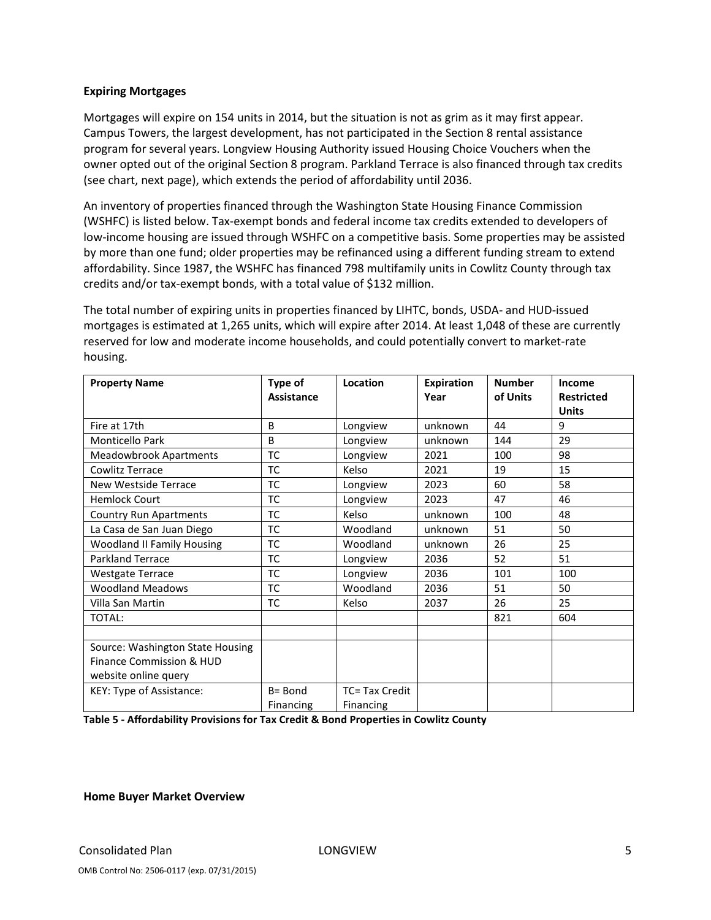**Expiring Mortgages**

Mortgages will expire on 154 units in 2014, but the situation is not as grim as it may first appear. Campus Towers, the largest development, has not participated in the Section 8 rental assistance program for several years. Longview Housing Authority issued Housing Choice Vouchers when the owner opted out of the original Section 8 program. Parkland Terrace is also financed through tax credits (see chart, next page), which extends the period of affordability until 2036.

An inventory of properties financed through the Washington State Housing Finance Commission (WSHFC) is listed below. Tax-exempt bonds and federal income tax credits extended to developers of low-income housing are issued through WSHFC on a competitive basis. Some properties may be assisted by more than one fund; older properties may be refinanced using a different funding stream to extend affordability. Since 1987, the WSHFC has financed 798 multifamily units in Cowlitz County through tax credits and/or tax-exempt bonds, with a total value of $132 million.

The total number of expiring units in properties financed by LIHTC, bonds, USDA- and HUD-issued mortgages is estimated at 1,265 units, which will expire after 2014. At least 1,048 of these are currently reserved for low and moderate income households, and could potentially convert to market-rate housing.

| Property Name | Type of Assistance | Location | Expiration Year | Number of Units | Income Restricted Units |
|---|---|---|---|---|---|
| Fire at 17th | B | Longview | unknown | 44 | 9 |
| Monticello Park | B | Longview | unknown | 144 | 29 |
| Meadowbrook Apartments | TC | Longview | 2021 | 100 | 98 |
| Cowlitz Terrace | TC | Kelso | 2021 | 19 | 15 |
| New Westside Terrace | TC | Longview | 2023 | 60 | 58 |
| Hemlock Court | TC | Longview | 2023 | 47 | 46 |
| Country Run Apartments | TC | Kelso | unknown | 100 | 48 |
| La Casa de San Juan Diego | TC | Woodland | unknown | 51 | 50 |
| Woodland II Family Housing | TC | Woodland | unknown | 26 | 25 |
| Parkland Terrace | TC | Longview | 2036 | 52 | 51 |
| Westgate Terrace | TC | Longview | 2036 | 101 | 100 |
| Woodland Meadows | TC | Woodland | 2036 | 51 | 50 |
| Villa San Martin | TC | Kelso | 2037 | 26 | 25 |
| TOTAL: | | | | 821 | 604 |
| | | | | | |
| Source: Washington State Housing Finance Commission & HUD website online query | | | | | |
| KEY: Type of Assistance: | B= Bond Financing | TC= Tax Credit Financing | | | |

**Table 5 - Affordability Provisions for Tax Credit & Bond Properties in Cowlitz County**

**Home Buyer Market Overview**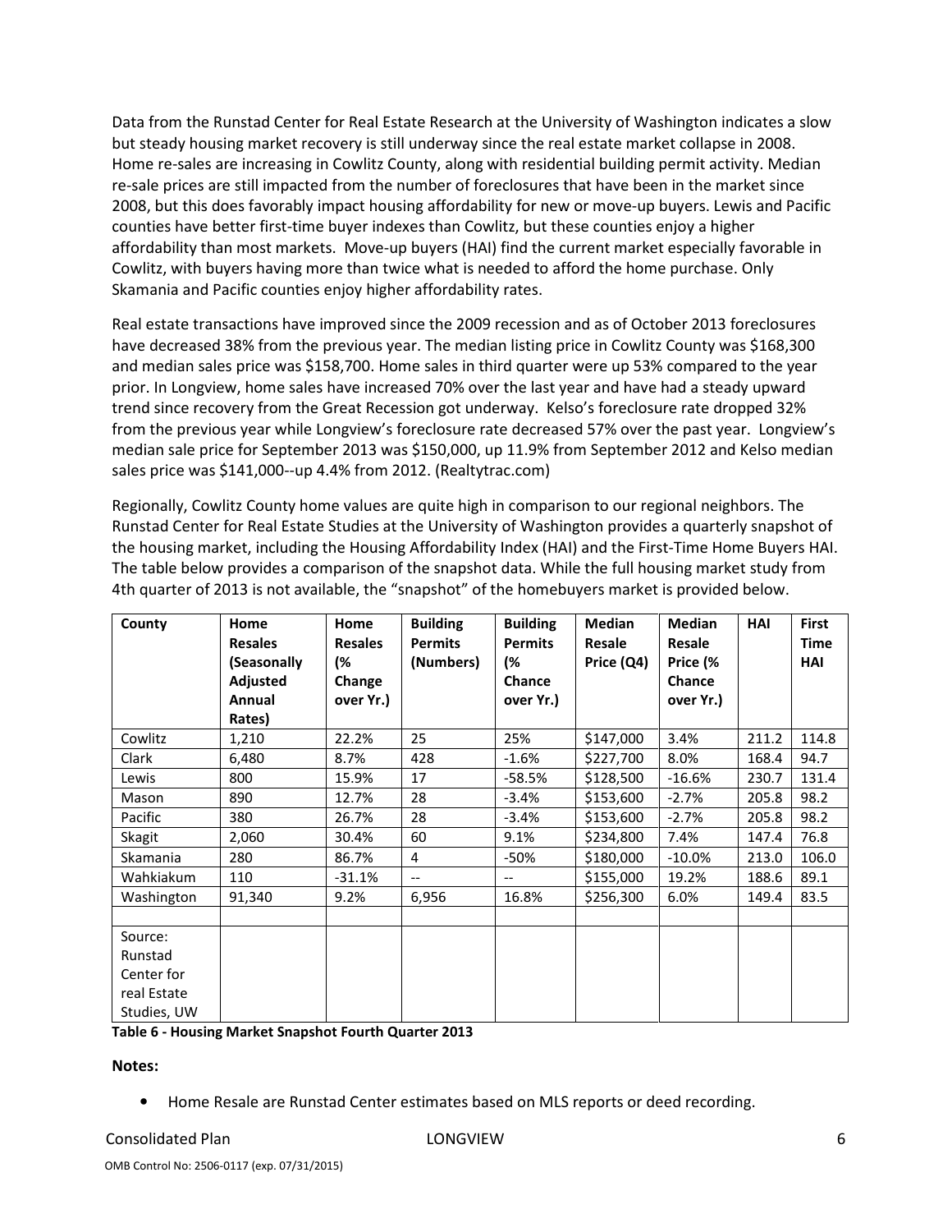Data from the Runstad Center for Real Estate Research at the University of Washington indicates a slow but steady housing market recovery is still underway since the real estate market collapse in 2008. Home re-sales are increasing in Cowlitz County, along with residential building permit activity. Median re-sale prices are still impacted from the number of foreclosures that have been in the market since 2008, but this does favorably impact housing affordability for new or move-up buyers. Lewis and Pacific counties have better first-time buyer indexes than Cowlitz, but these counties enjoy a higher affordability than most markets. Move-up buyers (HAI) find the current market especially favorable in Cowlitz, with buyers having more than twice what is needed to afford the home purchase. Only Skamania and Pacific counties enjoy higher affordability rates.

Real estate transactions have improved since the 2009 recession and as of October 2013 foreclosures have decreased 38% from the previous year. The median listing price in Cowlitz County was $168,300 and median sales price was $158,700. Home sales in third quarter were up 53% compared to the year prior. In Longview, home sales have increased 70% over the last year and have had a steady upward trend since recovery from the Great Recession got underway. Kelso's foreclosure rate dropped 32% from the previous year while Longview's foreclosure rate decreased 57% over the past year. Longview's median sale price for September 2013 was $150,000, up 11.9% from September 2012 and Kelso median sales price was $141,000--up 4.4% from 2012. (Realtytrac.com)

Regionally, Cowlitz County home values are quite high in comparison to our regional neighbors. The Runstad Center for Real Estate Studies at the University of Washington provides a quarterly snapshot of the housing market, including the Housing Affordability Index (HAI) and the First-Time Home Buyers HAI. The table below provides a comparison of the snapshot data. While the full housing market study from 4th quarter of 2013 is not available, the "snapshot" of the homebuyers market is provided below.

| County | Home Resales (Seasonally Adjusted Annual Rates) | Home Resales (% Change over Yr.) | Building Permits (Numbers) | Building Permits (% Chance over Yr.) | Median Resale Price (Q4) | Median Resale Price (% Chance over Yr.) | HAI | First Time HAI |
|---|---|---|---|---|---|---|---|---|
| Cowlitz | 1,210 | 22.2% | 25 | 25% | $147,000 | 3.4% | 211.2 | 114.8 |
| Clark | 6,480 | 8.7% | 428 | -1.6% | $227,700 | 8.0% | 168.4 | 94.7 |
| Lewis | 800 | 15.9% | 17 | -58.5% | $128,500 | -16.6% | 230.7 | 131.4 |
| Mason | 890 | 12.7% | 28 | -3.4% | $153,600 | -2.7% | 205.8 | 98.2 |
| Pacific | 380 | 26.7% | 28 | -3.4% | $153,600 | -2.7% | 205.8 | 98.2 |
| Skagit | 2,060 | 30.4% | 60 | 9.1% | $234,800 | 7.4% | 147.4 | 76.8 |
| Skamania | 280 | 86.7% | 4 | -50% | $180,000 | -10.0% | 213.0 | 106.0 |
| Wahkiakum | 110 | -31.1% | -- | -- | $155,000 | 19.2% | 188.6 | 89.1 |
| Washington | 91,340 | 9.2% | 6,956 | 16.8% | $256,300 | 6.0% | 149.4 | 83.5 |
| | | | | | | | | |
| Source: Runstad Center for real Estate Studies, UW | | | | | | | | |

**Table 6 - Housing Market Snapshot Fourth Quarter 2013**

**Notes:**

- Home Resale are Runstad Center estimates based on MLS reports or deed recording.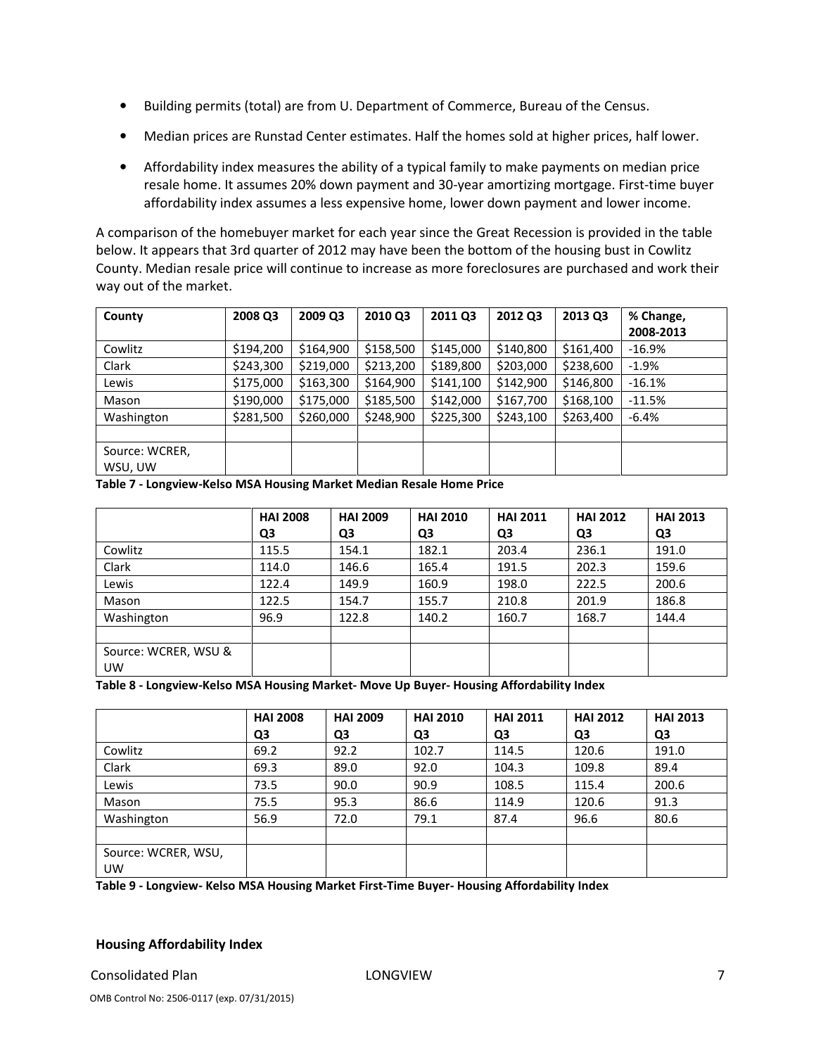- Building permits (total) are from U. Department of Commerce, Bureau of the Census.
- Median prices are Runstad Center estimates. Half the homes sold at higher prices, half lower.
- Affordability index measures the ability of a typical family to make payments on median price resale home. It assumes 20% down payment and 30-year amortizing mortgage. First-time buyer affordability index assumes a less expensive home, lower down payment and lower income.

A comparison of the homebuyer market for each year since the Great Recession is provided in the table below. It appears that 3rd quarter of 2012 may have been the bottom of the housing bust in Cowlitz County. Median resale price will continue to increase as more foreclosures are purchased and work their way out of the market.

| County | 2008 Q3 | 2009 Q3 | 2010 Q3 | 2011 Q3 | 2012 Q3 | 2013 Q3 | % Change, 2008-2013 |
|---|---|---|---|---|---|---|---|
| Cowlitz | $194,200 | $164,900 | $158,500 | $145,000 | $140,800 | $161,400 | -16.9% |
| Clark | $243,300 | $219,000 | $213,200 | $189,800 | $203,000 | $238,600 | -1.9% |
| Lewis | $175,000 | $163,300 | $164,900 | $141,100 | $142,900 | $146,800 | -16.1% |
| Mason | $190,000 | $175,000 | $185,500 | $142,000 | $167,700 | $168,100 | -11.5% |
| Washington | $281,500 | $260,000 | $248,900 | $225,300 | $243,100 | $263,400 | -6.4% |
| | | | | | | | |
| Source: WCRER, WSU, UW | | | | | | | |

**Table 7 - Longview-Kelso MSA Housing Market Median Resale Home Price**

| | HAI 2008 Q3 | HAI 2009 Q3 | HAI 2010 Q3 | HAI 2011 Q3 | HAI 2012 Q3 | HAI 2013 Q3 |
|---|---|---|---|---|---|---|
| Cowlitz | 115.5 | 154.1 | 182.1 | 203.4 | 236.1 | 191.0 |
| Clark | 114.0 | 146.6 | 165.4 | 191.5 | 202.3 | 159.6 |
| Lewis | 122.4 | 149.9 | 160.9 | 198.0 | 222.5 | 200.6 |
| Mason | 122.5 | 154.7 | 155.7 | 210.8 | 201.9 | 186.8 |
| Washington | 96.9 | 122.8 | 140.2 | 160.7 | 168.7 | 144.4 |
| | | | | | | |
| Source: WCRER, WSU & UW | | | | | | |

**Table 8 - Longview-Kelso MSA Housing Market- Move Up Buyer- Housing Affordability Index**

| | HAI 2008 Q3 | HAI 2009 Q3 | HAI 2010 Q3 | HAI 2011 Q3 | HAI 2012 Q3 | HAI 2013 Q3 |
|---|---|---|---|---|---|---|
| Cowlitz | 69.2 | 92.2 | 102.7 | 114.5 | 120.6 | 191.0 |
| Clark | 69.3 | 89.0 | 92.0 | 104.3 | 109.8 | 89.4 |
| Lewis | 73.5 | 90.0 | 90.9 | 108.5 | 115.4 | 200.6 |
| Mason | 75.5 | 95.3 | 86.6 | 114.9 | 120.6 | 91.3 |
| Washington | 56.9 | 72.0 | 79.1 | 87.4 | 96.6 | 80.6 |
| | | | | | | |
| Source: WCRER, WSU, UW | | | | | | |

**Table 9 - Longview- Kelso MSA Housing Market First-Time Buyer- Housing Affordability Index**

**Housing Affordability Index**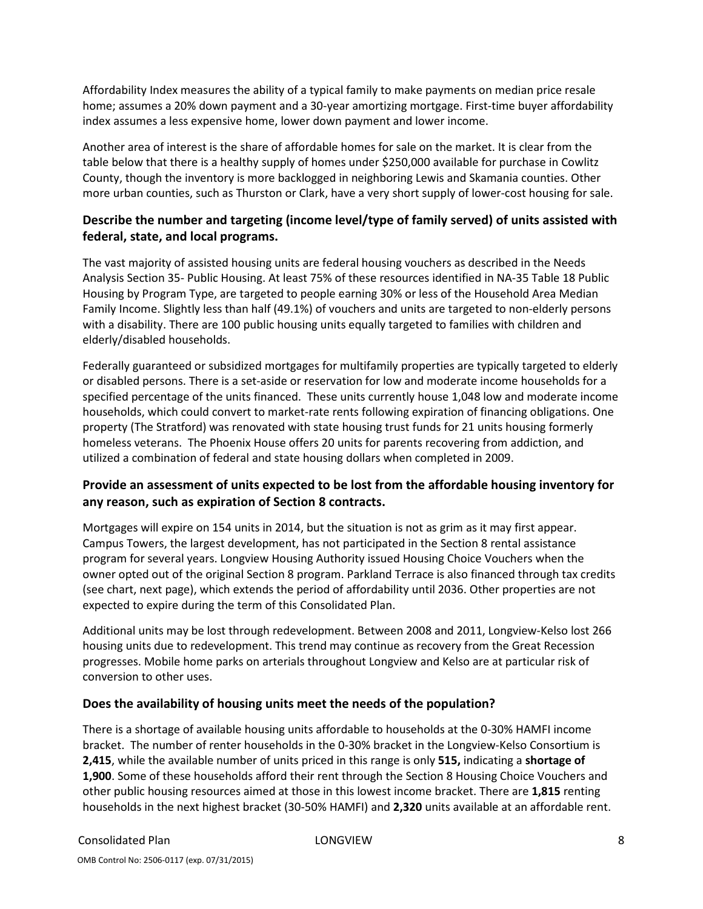Affordability Index measures the ability of a typical family to make payments on median price resale home; assumes a 20% down payment and a 30-year amortizing mortgage. First-time buyer affordability index assumes a less expensive home, lower down payment and lower income.

Another area of interest is the share of affordable homes for sale on the market. It is clear from the table below that there is a healthy supply of homes under $250,000 available for purchase in Cowlitz County, though the inventory is more backlogged in neighboring Lewis and Skamania counties. Other more urban counties, such as Thurston or Clark, have a very short supply of lower-cost housing for sale.

### Describe the number and targeting (income level/type of family served) of units assisted with federal, state, and local programs.

The vast majority of assisted housing units are federal housing vouchers as described in the Needs Analysis Section 35- Public Housing. At least 75% of these resources identified in NA-35 Table 18 Public Housing by Program Type, are targeted to people earning 30% or less of the Household Area Median Family Income. Slightly less than half (49.1%) of vouchers and units are targeted to non-elderly persons with a disability. There are 100 public housing units equally targeted to families with children and elderly/disabled households.

Federally guaranteed or subsidized mortgages for multifamily properties are typically targeted to elderly or disabled persons. There is a set-aside or reservation for low and moderate income households for a specified percentage of the units financed. These units currently house 1,048 low and moderate income households, which could convert to market-rate rents following expiration of financing obligations. One property (The Stratford) was renovated with state housing trust funds for 21 units housing formerly homeless veterans. The Phoenix House offers 20 units for parents recovering from addiction, and utilized a combination of federal and state housing dollars when completed in 2009.

### Provide an assessment of units expected to be lost from the affordable housing inventory for any reason, such as expiration of Section 8 contracts.

Mortgages will expire on 154 units in 2014, but the situation is not as grim as it may first appear. Campus Towers, the largest development, has not participated in the Section 8 rental assistance program for several years. Longview Housing Authority issued Housing Choice Vouchers when the owner opted out of the original Section 8 program. Parkland Terrace is also financed through tax credits (see chart, next page), which extends the period of affordability until 2036. Other properties are not expected to expire during the term of this Consolidated Plan.

Additional units may be lost through redevelopment. Between 2008 and 2011, Longview-Kelso lost 266 housing units due to redevelopment. This trend may continue as recovery from the Great Recession progresses. Mobile home parks on arterials throughout Longview and Kelso are at particular risk of conversion to other uses.

### Does the availability of housing units meet the needs of the population?

There is a shortage of available housing units affordable to households at the 0-30% HAMFI income bracket. The number of renter households in the 0-30% bracket in the Longview-Kelso Consortium is **2,415**, while the available number of units priced in this range is only **515,** indicating a **shortage of 1,900**. Some of these households afford their rent through the Section 8 Housing Choice Vouchers and other public housing resources aimed at those in this lowest income bracket. There are **1,815** renting households in the next highest bracket (30-50% HAMFI) and **2,320** units available at an affordable rent.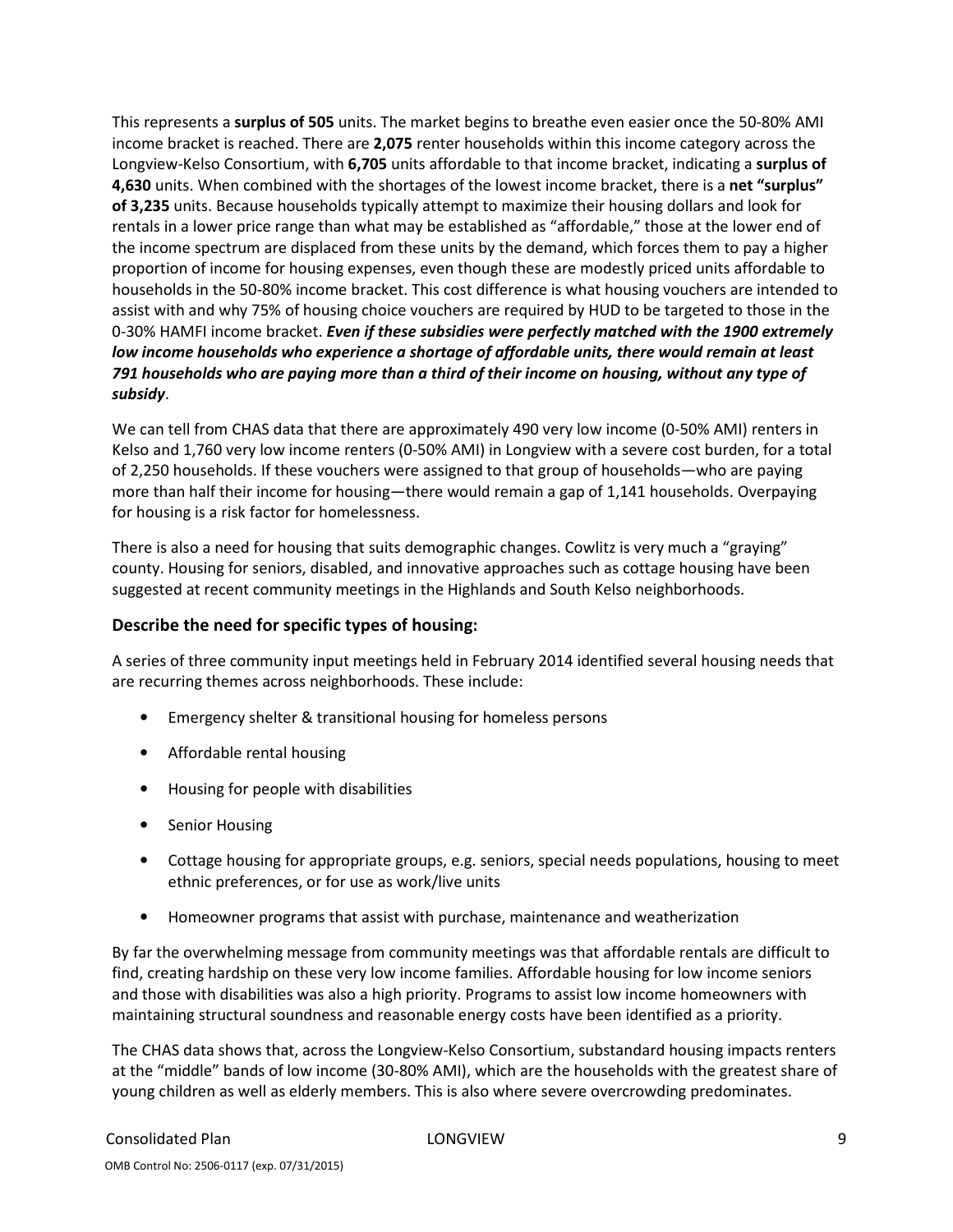This represents a **surplus of 505** units. The market begins to breathe even easier once the 50-80% AMI income bracket is reached. There are **2,075** renter households within this income category across the Longview-Kelso Consortium, with **6,705** units affordable to that income bracket, indicating a **surplus of 4,630** units. When combined with the shortages of the lowest income bracket, there is a **net "surplus" of 3,235** units. Because households typically attempt to maximize their housing dollars and look for rentals in a lower price range than what may be established as "affordable," those at the lower end of the income spectrum are displaced from these units by the demand, which forces them to pay a higher proportion of income for housing expenses, even though these are modestly priced units affordable to households in the 50-80% income bracket. This cost difference is what housing vouchers are intended to assist with and why 75% of housing choice vouchers are required by HUD to be targeted to those in the 0-30% HAMFI income bracket. ***Even if these subsidies were perfectly matched with the 1900 extremely low income households who experience a shortage of affordable units, there would remain at least 791 households who are paying more than a third of their income on housing, without any type of subsidy***.

We can tell from CHAS data that there are approximately 490 very low income (0-50% AMI) renters in Kelso and 1,760 very low income renters (0-50% AMI) in Longview with a severe cost burden, for a total of 2,250 households. If these vouchers were assigned to that group of households—who are paying more than half their income for housing—there would remain a gap of 1,141 households. Overpaying for housing is a risk factor for homelessness.

There is also a need for housing that suits demographic changes. Cowlitz is very much a "graying" county. Housing for seniors, disabled, and innovative approaches such as cottage housing have been suggested at recent community meetings in the Highlands and South Kelso neighborhoods.

### Describe the need for specific types of housing:

A series of three community input meetings held in February 2014 identified several housing needs that are recurring themes across neighborhoods. These include:

- Emergency shelter & transitional housing for homeless persons
- Affordable rental housing
- Housing for people with disabilities
- Senior Housing
- Cottage housing for appropriate groups, e.g. seniors, special needs populations, housing to meet ethnic preferences, or for use as work/live units
- Homeowner programs that assist with purchase, maintenance and weatherization

By far the overwhelming message from community meetings was that affordable rentals are difficult to find, creating hardship on these very low income families. Affordable housing for low income seniors and those with disabilities was also a high priority. Programs to assist low income homeowners with maintaining structural soundness and reasonable energy costs have been identified as a priority.

The CHAS data shows that, across the Longview-Kelso Consortium, substandard housing impacts renters at the "middle" bands of low income (30-80% AMI), which are the households with the greatest share of young children as well as elderly members. This is also where severe overcrowding predominates.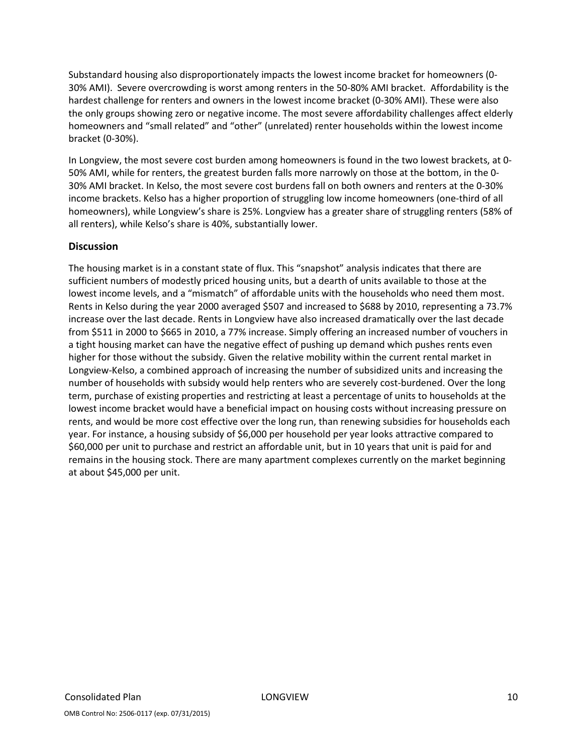Substandard housing also disproportionately impacts the lowest income bracket for homeowners (0-30% AMI). Severe overcrowding is worst among renters in the 50-80% AMI bracket. Affordability is the hardest challenge for renters and owners in the lowest income bracket (0-30% AMI). These were also the only groups showing zero or negative income. The most severe affordability challenges affect elderly homeowners and "small related" and "other" (unrelated) renter households within the lowest income bracket (0-30%).

In Longview, the most severe cost burden among homeowners is found in the two lowest brackets, at 0-50% AMI, while for renters, the greatest burden falls more narrowly on those at the bottom, in the 0-30% AMI bracket. In Kelso, the most severe cost burdens fall on both owners and renters at the 0-30% income brackets. Kelso has a higher proportion of struggling low income homeowners (one-third of all homeowners), while Longview's share is 25%. Longview has a greater share of struggling renters (58% of all renters), while Kelso's share is 40%, substantially lower.

### Discussion

The housing market is in a constant state of flux. This "snapshot" analysis indicates that there are sufficient numbers of modestly priced housing units, but a dearth of units available to those at the lowest income levels, and a "mismatch" of affordable units with the households who need them most. Rents in Kelso during the year 2000 averaged $507 and increased to $688 by 2010, representing a 73.7% increase over the last decade. Rents in Longview have also increased dramatically over the last decade from $511 in 2000 to $665 in 2010, a 77% increase. Simply offering an increased number of vouchers in a tight housing market can have the negative effect of pushing up demand which pushes rents even higher for those without the subsidy. Given the relative mobility within the current rental market in Longview-Kelso, a combined approach of increasing the number of subsidized units and increasing the number of households with subsidy would help renters who are severely cost-burdened. Over the long term, purchase of existing properties and restricting at least a percentage of units to households at the lowest income bracket would have a beneficial impact on housing costs without increasing pressure on rents, and would be more cost effective over the long run, than renewing subsidies for households each year. For instance, a housing subsidy of $6,000 per household per year looks attractive compared to $60,000 per unit to purchase and restrict an affordable unit, but in 10 years that unit is paid for and remains in the housing stock. There are many apartment complexes currently on the market beginning at about $45,000 per unit.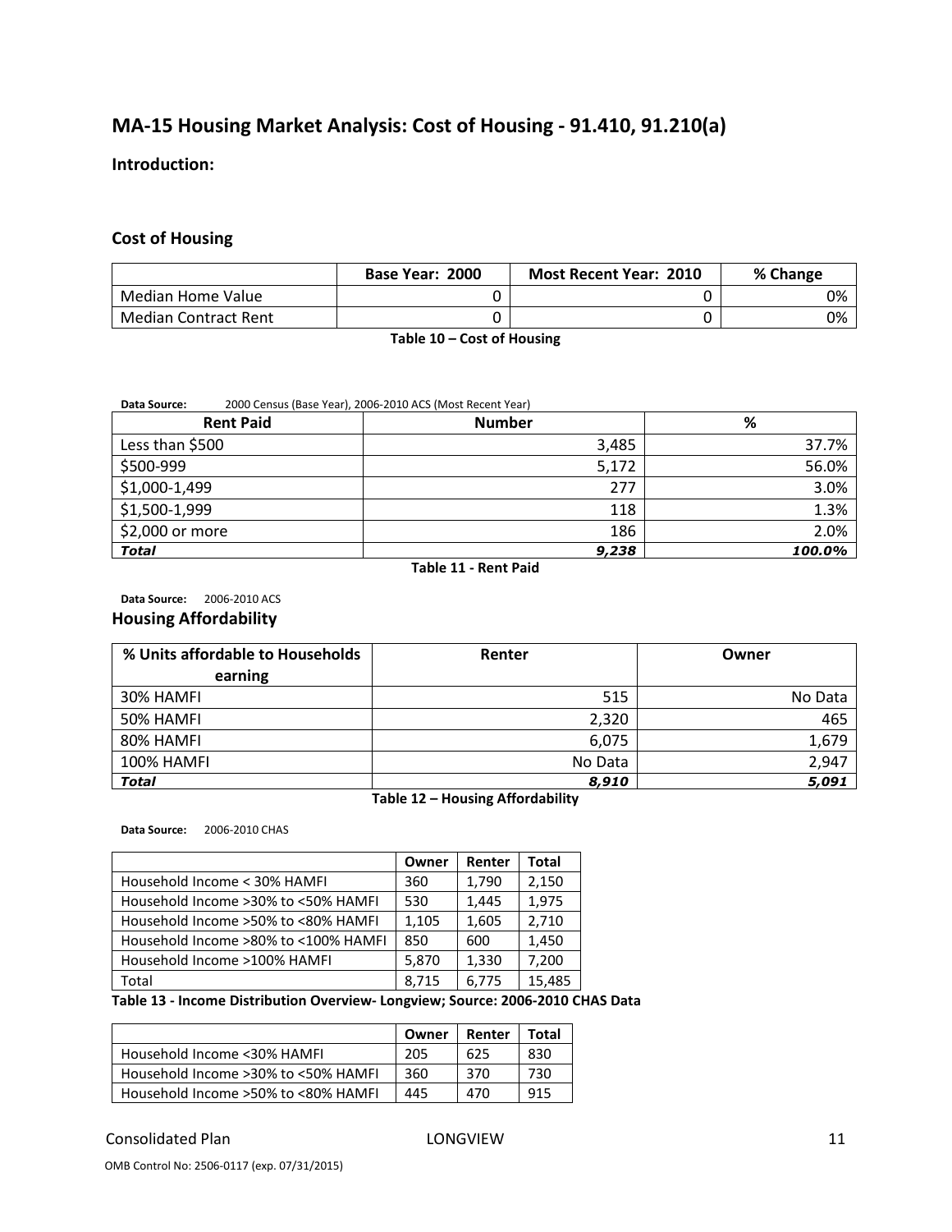## MA-15 Housing Market Analysis: Cost of Housing - 91.410, 91.210(a)

### Introduction:

### Cost of Housing

| | Base Year: 2000 | Most Recent Year: 2010 | % Change |
|---|---|---|---|
| Median Home Value | 0 | 0 | 0% |
| Median Contract Rent | 0 | 0 | 0% |

**Table 10 – Cost of Housing**

**Data Source:** 2000 Census (Base Year), 2006-2010 ACS (Most Recent Year)

| Rent Paid | Number | % |
|---|---|---|
| Less than $500 | 3,485 | 37.7% |
| $500-999 | 5,172 | 56.0% |
| $1,000-1,499 | 277 | 3.0% |
| $1,500-1,999 | 118 | 1.3% |
| $2,000 or more | 186 | 2.0% |
| ***Total*** | ***9,238*** | ***100.0%*** |

**Table 11 - Rent Paid**

**Data Source:** 2006-2010 ACS

### Housing Affordability

| % Units affordable to Households earning | Renter | Owner |
|---|---|---|
| 30% HAMFI | 515 | No Data |
| 50% HAMFI | 2,320 | 465 |
| 80% HAMFI | 6,075 | 1,679 |
| 100% HAMFI | No Data | 2,947 |
| ***Total*** | ***8,910*** | ***5,091*** |

**Table 12 – Housing Affordability**

**Data Source:** 2006-2010 CHAS

| | Owner | Renter | Total |
|---|---|---|---|
| Household Income < 30% HAMFI | 360 | 1,790 | 2,150 |
| Household Income >30% to <50% HAMFI | 530 | 1,445 | 1,975 |
| Household Income >50% to <80% HAMFI | 1,105 | 1,605 | 2,710 |
| Household Income >80% to <100% HAMFI | 850 | 600 | 1,450 |
| Household Income >100% HAMFI | 5,870 | 1,330 | 7,200 |
| Total | 8,715 | 6,775 | 15,485 |

**Table 13 - Income Distribution Overview- Longview; Source: 2006-2010 CHAS Data**

| | Owner | Renter | Total |
|---|---|---|---|
| Household Income <30% HAMFI | 205 | 625 | 830 |
| Household Income >30% to <50% HAMFI | 360 | 370 | 730 |
| Household Income >50% to <80% HAMFI | 445 | 470 | 915 |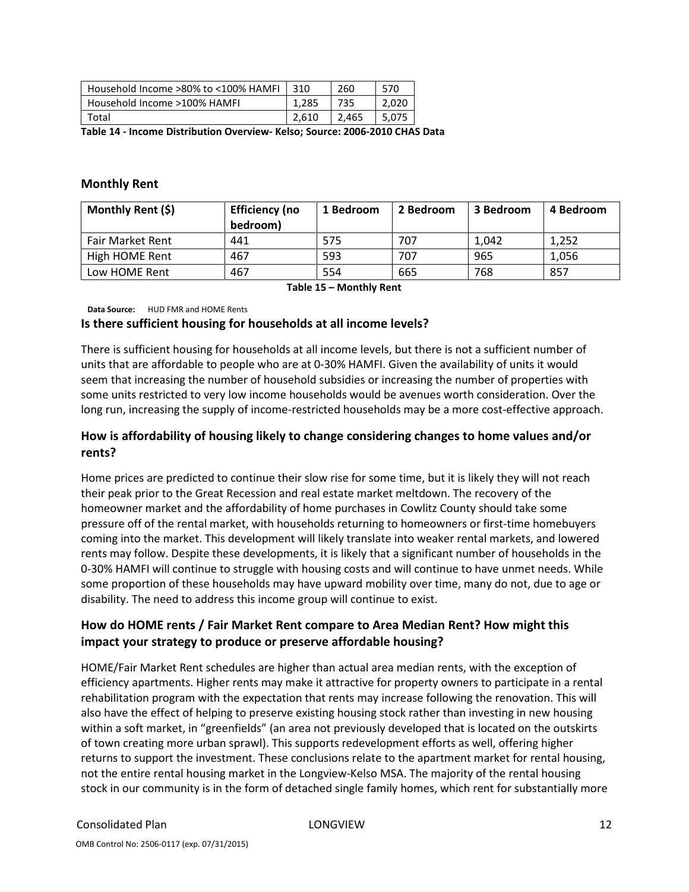| Household Income >80% to <100% HAMFI | 310 | 260 | 570 |
|---|---|---|---|
| Household Income >100% HAMFI | 1,285 | 735 | 2,020 |
| Total | 2,610 | 2,465 | 5,075 |

**Table 14 - Income Distribution Overview- Kelso; Source: 2006-2010 CHAS Data**

### Monthly Rent

| Monthly Rent ($) | Efficiency (no bedroom) | 1 Bedroom | 2 Bedroom | 3 Bedroom | 4 Bedroom |
|---|---|---|---|---|---|
| Fair Market Rent | 441 | 575 | 707 | 1,042 | 1,252 |
| High HOME Rent | 467 | 593 | 707 | 965 | 1,056 |
| Low HOME Rent | 467 | 554 | 665 | 768 | 857 |

**Table 15 – Monthly Rent**

**Data Source:** HUD FMR and HOME Rents

### Is there sufficient housing for households at all income levels?

There is sufficient housing for households at all income levels, but there is not a sufficient number of units that are affordable to people who are at 0-30% HAMFI. Given the availability of units it would seem that increasing the number of household subsidies or increasing the number of properties with some units restricted to very low income households would be avenues worth consideration. Over the long run, increasing the supply of income-restricted households may be a more cost-effective approach.

### How is affordability of housing likely to change considering changes to home values and/or rents?

Home prices are predicted to continue their slow rise for some time, but it is likely they will not reach their peak prior to the Great Recession and real estate market meltdown. The recovery of the homeowner market and the affordability of home purchases in Cowlitz County should take some pressure off of the rental market, with households returning to homeowners or first-time homebuyers coming into the market. This development will likely translate into weaker rental markets, and lowered rents may follow. Despite these developments, it is likely that a significant number of households in the 0-30% HAMFI will continue to struggle with housing costs and will continue to have unmet needs. While some proportion of these households may have upward mobility over time, many do not, due to age or disability. The need to address this income group will continue to exist.

### How do HOME rents / Fair Market Rent compare to Area Median Rent? How might this impact your strategy to produce or preserve affordable housing?

HOME/Fair Market Rent schedules are higher than actual area median rents, with the exception of efficiency apartments. Higher rents may make it attractive for property owners to participate in a rental rehabilitation program with the expectation that rents may increase following the renovation. This will also have the effect of helping to preserve existing housing stock rather than investing in new housing within a soft market, in "greenfields" (an area not previously developed that is located on the outskirts of town creating more urban sprawl). This supports redevelopment efforts as well, offering higher returns to support the investment. These conclusions relate to the apartment market for rental housing, not the entire rental housing market in the Longview-Kelso MSA. The majority of the rental housing stock in our community is in the form of detached single family homes, which rent for substantially more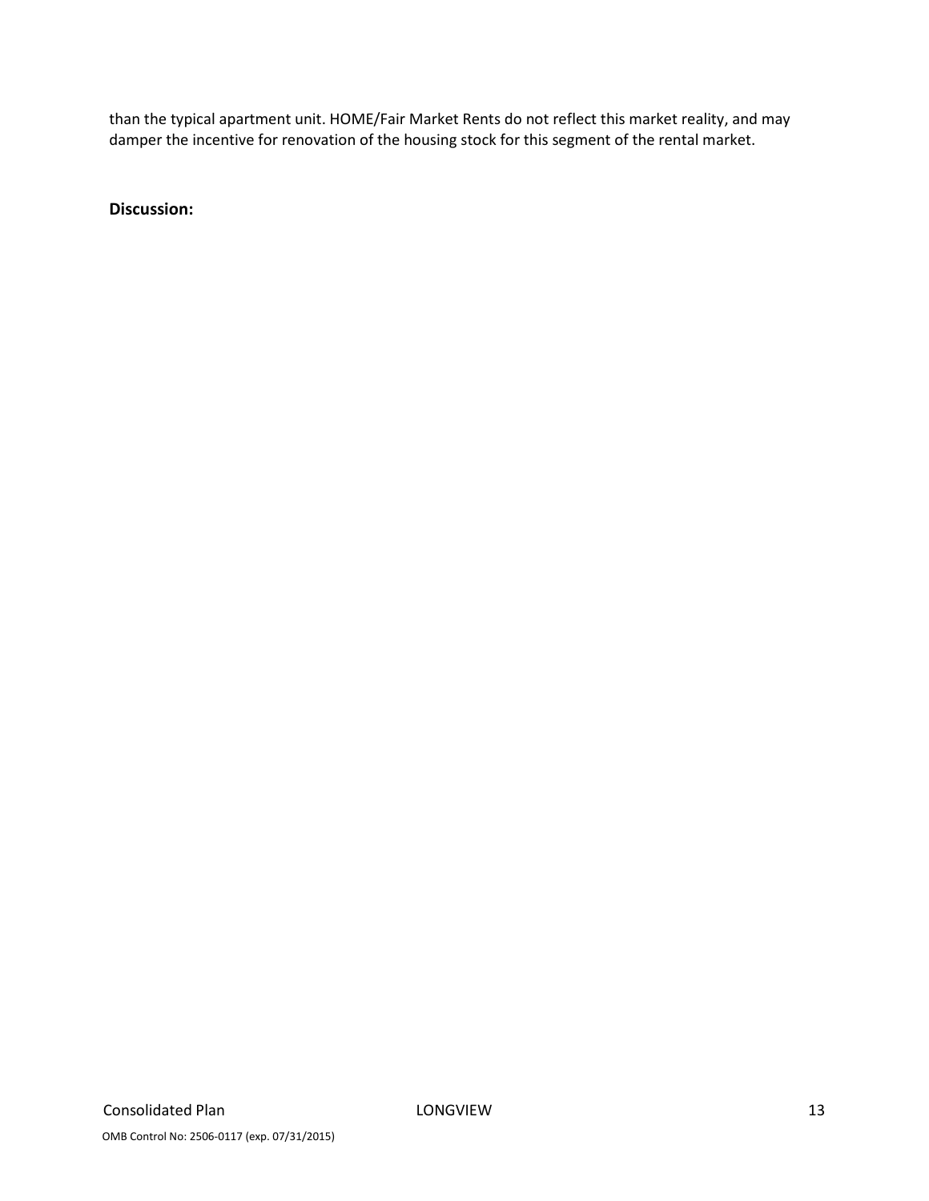than the typical apartment unit. HOME/Fair Market Rents do not reflect this market reality, and may damper the incentive for renovation of the housing stock for this segment of the rental market.

**Discussion:**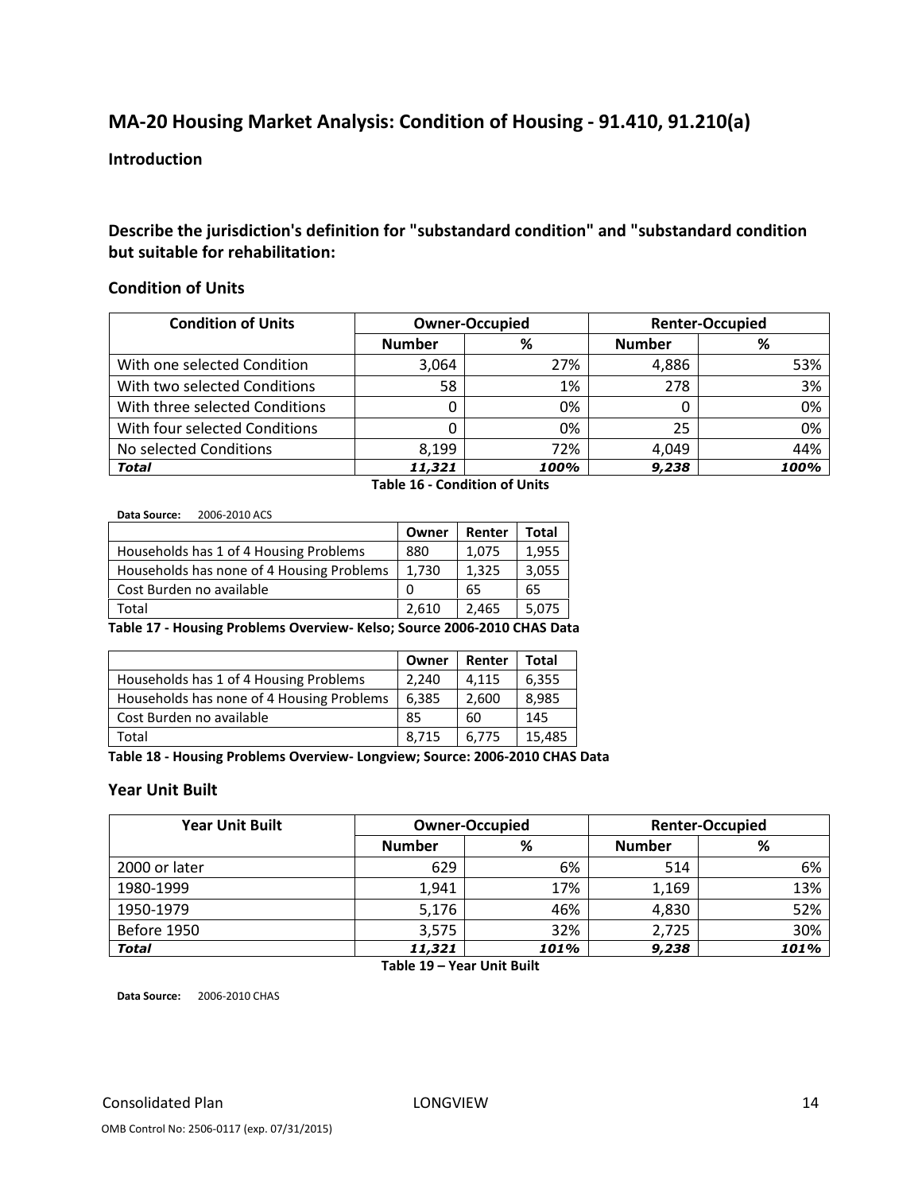## MA-20 Housing Market Analysis: Condition of Housing - 91.410, 91.210(a)

### Introduction

### Describe the jurisdiction's definition for "substandard condition" and "substandard condition but suitable for rehabilitation:

### Condition of Units

| Condition of Units | Owner-Occupied | | Renter-Occupied | |
|---|---|---|---|---|
| | Number | % | Number | % |
| With one selected Condition | 3,064 | 27% | 4,886 | 53% |
| With two selected Conditions | 58 | 1% | 278 | 3% |
| With three selected Conditions | 0 | 0% | 0 | 0% |
| With four selected Conditions | 0 | 0% | 25 | 0% |
| No selected Conditions | 8,199 | 72% | 4,049 | 44% |
| ***Total*** | ***11,321*** | ***100%*** | ***9,238*** | ***100%*** |

**Table 16 - Condition of Units**

**Data Source:** 2006-2010 ACS

| | Owner | Renter | Total |
|---|---|---|---|
| Households has 1 of 4 Housing Problems | 880 | 1,075 | 1,955 |
| Households has none of 4 Housing Problems | 1,730 | 1,325 | 3,055 |
| Cost Burden no available | 0 | 65 | 65 |
| Total | 2,610 | 2,465 | 5,075 |

**Table 17 - Housing Problems Overview- Kelso; Source 2006-2010 CHAS Data**

| | Owner | Renter | Total |
|---|---|---|---|
| Households has 1 of 4 Housing Problems | 2,240 | 4,115 | 6,355 |
| Households has none of 4 Housing Problems | 6,385 | 2,600 | 8,985 |
| Cost Burden no available | 85 | 60 | 145 |
| Total | 8,715 | 6,775 | 15,485 |

**Table 18 - Housing Problems Overview- Longview; Source: 2006-2010 CHAS Data**

### Year Unit Built

| Year Unit Built | Owner-Occupied | | Renter-Occupied | |
|---|---|---|---|---|
| | Number | % | Number | % |
| 2000 or later | 629 | 6% | 514 | 6% |
| 1980-1999 | 1,941 | 17% | 1,169 | 13% |
| 1950-1979 | 5,176 | 46% | 4,830 | 52% |
| Before 1950 | 3,575 | 32% | 2,725 | 30% |
| ***Total*** | ***11,321*** | ***101%*** | ***9,238*** | ***101%*** |

**Table 19 – Year Unit Built**

**Data Source:** 2006-2010 CHAS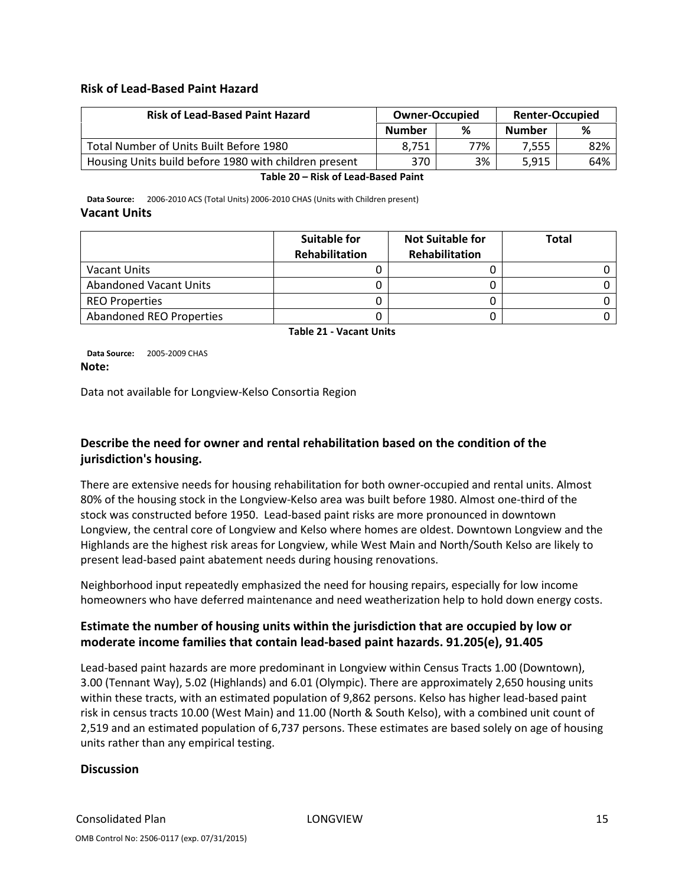### Risk of Lead-Based Paint Hazard

| Risk of Lead-Based Paint Hazard | Owner-Occupied | | Renter-Occupied | |
|---|---|---|---|---|
| | Number | % | Number | % |
| Total Number of Units Built Before 1980 | 8,751 | 77% | 7,555 | 82% |
| Housing Units build before 1980 with children present | 370 | 3% | 5,915 | 64% |

**Table 20 – Risk of Lead-Based Paint**

**Data Source:** 2006-2010 ACS (Total Units) 2006-2010 CHAS (Units with Children present)

### Vacant Units

| | Suitable for Rehabilitation | Not Suitable for Rehabilitation | Total |
|---|---|---|---|
| Vacant Units | 0 | 0 | 0 |
| Abandoned Vacant Units | 0 | 0 | 0 |
| REO Properties | 0 | 0 | 0 |
| Abandoned REO Properties | 0 | 0 | 0 |

**Table 21 - Vacant Units**

**Data Source:** 2005-2009 CHAS

**Note:**

Data not available for Longview-Kelso Consortia Region

### Describe the need for owner and rental rehabilitation based on the condition of the jurisdiction's housing.

There are extensive needs for housing rehabilitation for both owner-occupied and rental units. Almost 80% of the housing stock in the Longview-Kelso area was built before 1980. Almost one-third of the stock was constructed before 1950. Lead-based paint risks are more pronounced in downtown Longview, the central core of Longview and Kelso where homes are oldest. Downtown Longview and the Highlands are the highest risk areas for Longview, while West Main and North/South Kelso are likely to present lead-based paint abatement needs during housing renovations.

Neighborhood input repeatedly emphasized the need for housing repairs, especially for low income homeowners who have deferred maintenance and need weatherization help to hold down energy costs.

### Estimate the number of housing units within the jurisdiction that are occupied by low or moderate income families that contain lead-based paint hazards. 91.205(e), 91.405

Lead-based paint hazards are more predominant in Longview within Census Tracts 1.00 (Downtown), 3.00 (Tennant Way), 5.02 (Highlands) and 6.01 (Olympic). There are approximately 2,650 housing units within these tracts, with an estimated population of 9,862 persons. Kelso has higher lead-based paint risk in census tracts 10.00 (West Main) and 11.00 (North & South Kelso), with a combined unit count of 2,519 and an estimated population of 6,737 persons. These estimates are based solely on age of housing units rather than any empirical testing.

### Discussion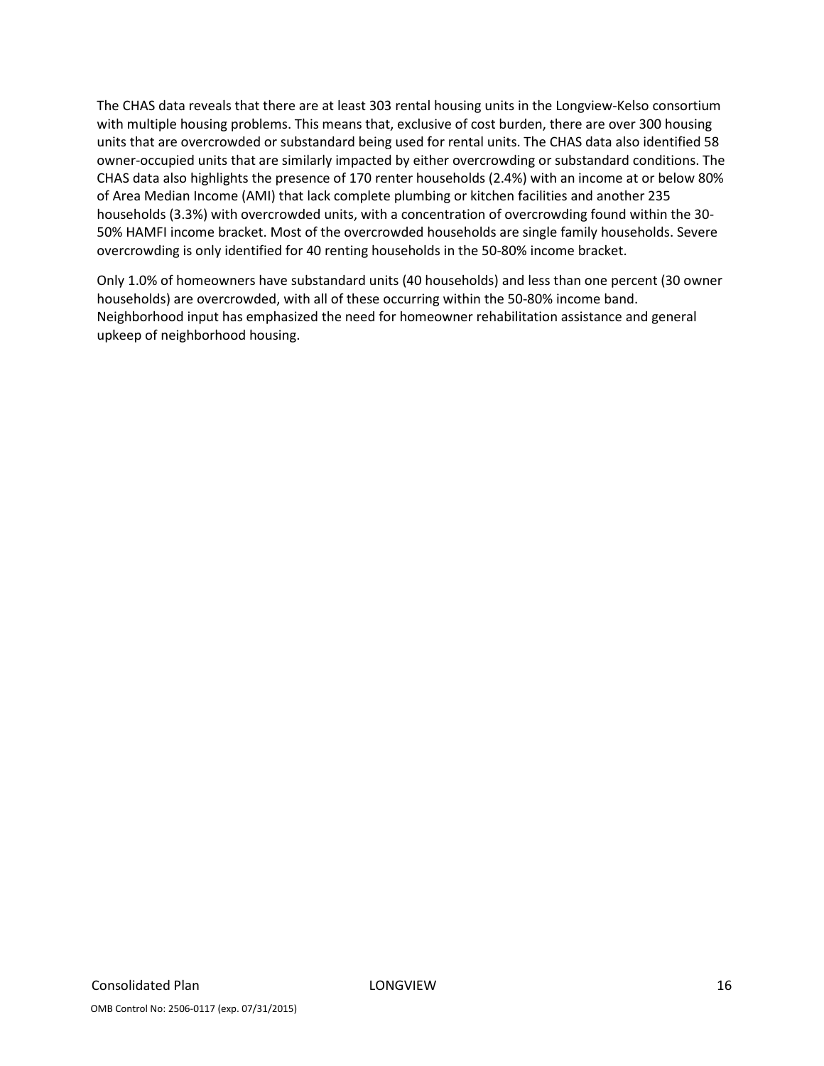The CHAS data reveals that there are at least 303 rental housing units in the Longview-Kelso consortium with multiple housing problems. This means that, exclusive of cost burden, there are over 300 housing units that are overcrowded or substandard being used for rental units. The CHAS data also identified 58 owner-occupied units that are similarly impacted by either overcrowding or substandard conditions. The CHAS data also highlights the presence of 170 renter households (2.4%) with an income at or below 80% of Area Median Income (AMI) that lack complete plumbing or kitchen facilities and another 235 households (3.3%) with overcrowded units, with a concentration of overcrowding found within the 30-50% HAMFI income bracket. Most of the overcrowded households are single family households. Severe overcrowding is only identified for 40 renting households in the 50-80% income bracket.

Only 1.0% of homeowners have substandard units (40 households) and less than one percent (30 owner households) are overcrowded, with all of these occurring within the 50-80% income band. Neighborhood input has emphasized the need for homeowner rehabilitation assistance and general upkeep of neighborhood housing.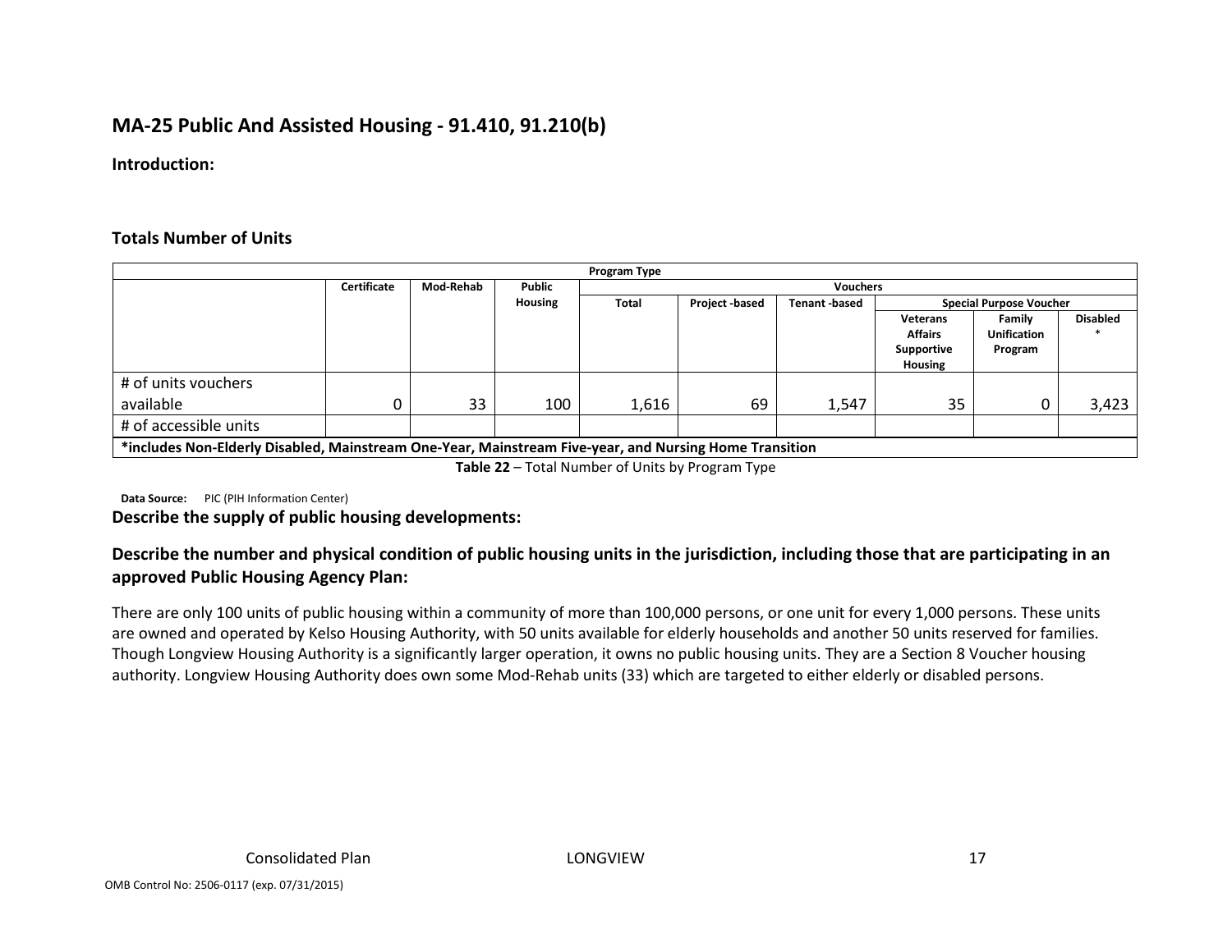## MA-25 Public And Assisted Housing - 91.410, 91.210(b)

**Introduction:**

### Totals Number of Units

| | Program Type | | | | | | | | |
|---|---|---|---|---|---|---|---|---|---|
| | Certificate | Mod-Rehab | Public Housing | Vouchers | | | | | |
| | | | | Total | Project -based | Tenant -based | Special Purpose Voucher | | |
| | | | | | | | Veterans Affairs Supportive Housing | Family Unification Program | Disabled * |
| # of units vouchers available | 0 | 33 | 100 | 1,616 | 69 | 1,547 | 35 | 0 | 3,423 |
| # of accessible units | | | | | | | | | |
| *includes Non-Elderly Disabled, Mainstream One-Year, Mainstream Five-year, and Nursing Home Transition | | | | | | | | | |

**Table 22** – Total Number of Units by Program Type

**Data Source:** PIC (PIH Information Center)

**Describe the supply of public housing developments:**

**Describe the number and physical condition of public housing units in the jurisdiction, including those that are participating in an approved Public Housing Agency Plan:**

There are only 100 units of public housing within a community of more than 100,000 persons, or one unit for every 1,000 persons. These units are owned and operated by Kelso Housing Authority, with 50 units available for elderly households and another 50 units reserved for families. Though Longview Housing Authority is a significantly larger operation, it owns no public housing units. They are a Section 8 Voucher housing authority. Longview Housing Authority does own some Mod-Rehab units (33) which are targeted to either elderly or disabled persons.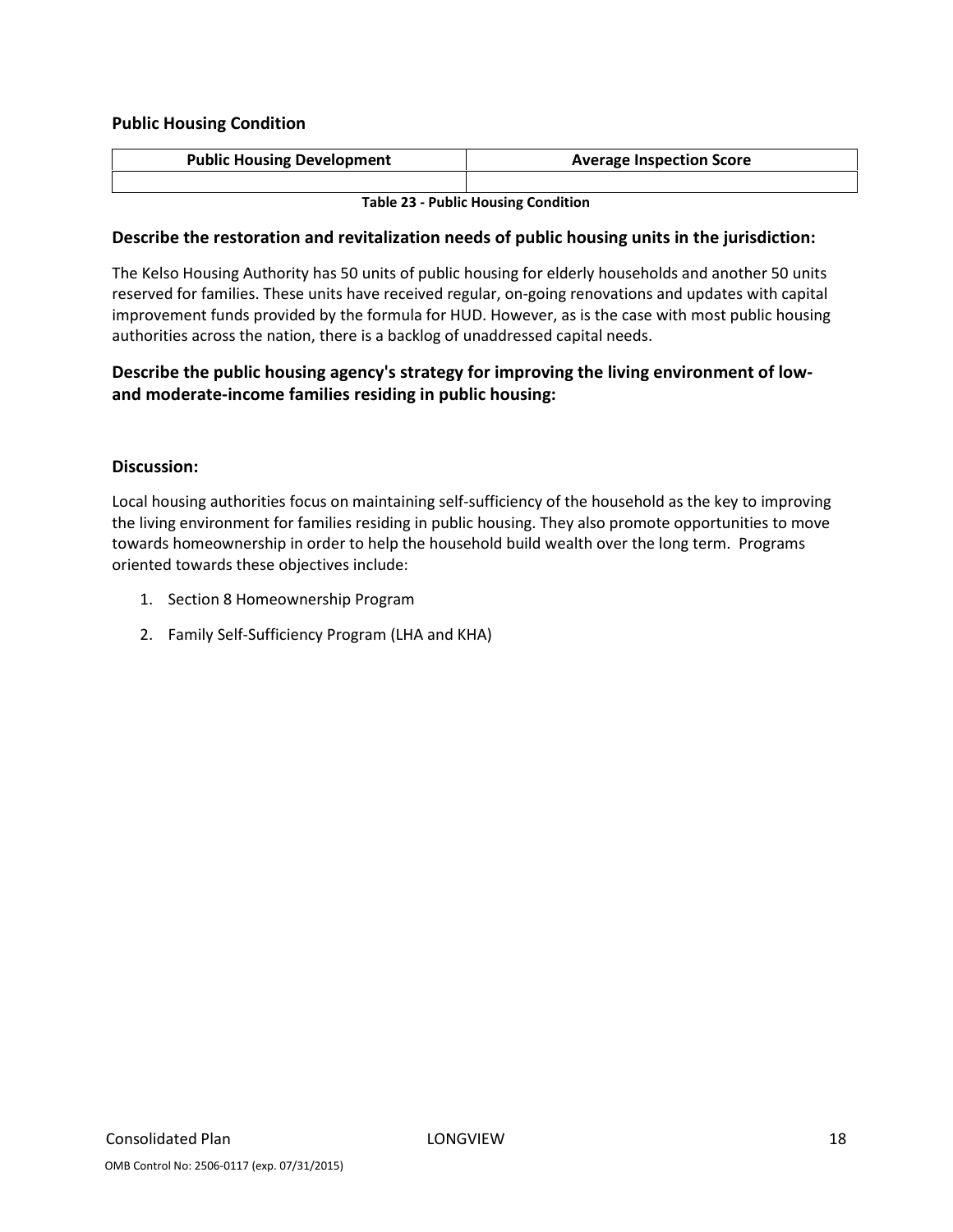### Public Housing Condition

| Public Housing Development | Average Inspection Score |
| --- | --- |
| | |

**Table 23 - Public Housing Condition**

#### Describe the restoration and revitalization needs of public housing units in the jurisdiction:

The Kelso Housing Authority has 50 units of public housing for elderly households and another 50 units reserved for families. These units have received regular, on-going renovations and updates with capital improvement funds provided by the formula for HUD. However, as is the case with most public housing authorities across the nation, there is a backlog of unaddressed capital needs.

#### Describe the public housing agency's strategy for improving the living environment of low- and moderate-income families residing in public housing:

#### Discussion:

Local housing authorities focus on maintaining self-sufficiency of the household as the key to improving the living environment for families residing in public housing. They also promote opportunities to move towards homeownership in order to help the household build wealth over the long term. Programs oriented towards these objectives include:

1. Section 8 Homeownership Program
2. Family Self-Sufficiency Program (LHA and KHA)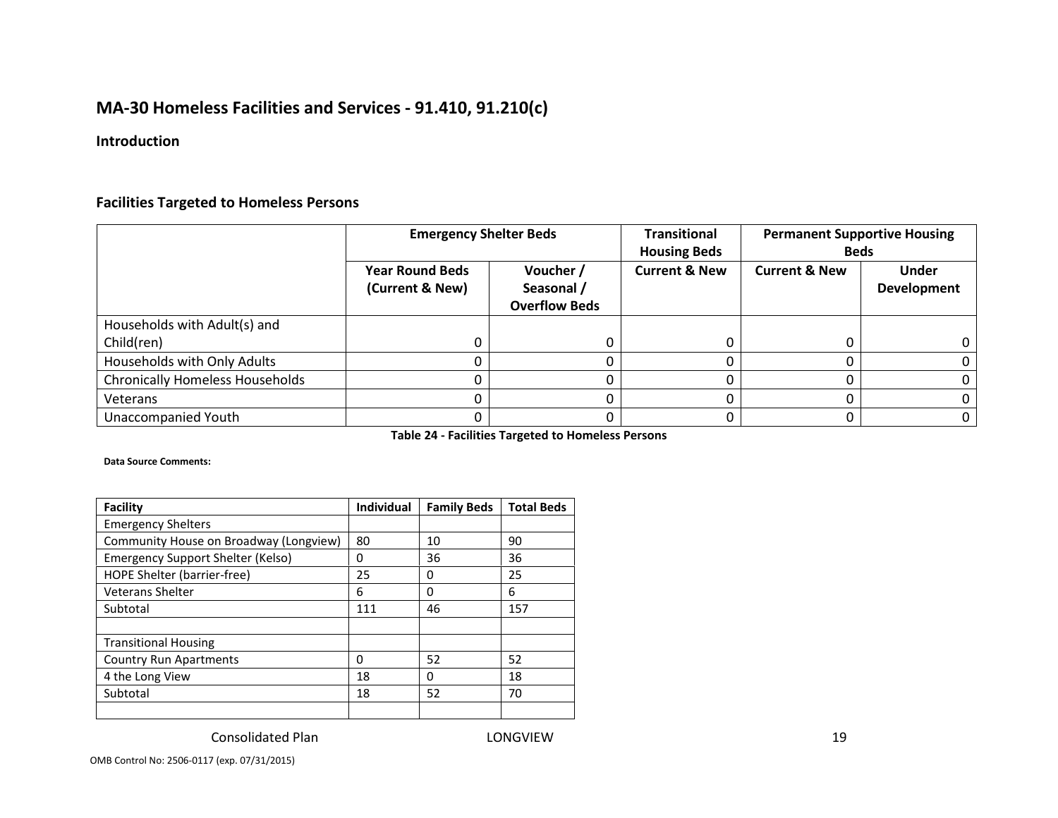## MA-30 Homeless Facilities and Services - 91.410, 91.210(c)

### Introduction

### Facilities Targeted to Homeless Persons

| | Emergency Shelter Beds | | Transitional Housing Beds | Permanent Supportive Housing Beds | |
|---|---|---|---|---|---|
| | Year Round Beds (Current & New) | Voucher / Seasonal / Overflow Beds | Current & New | Current & New | Under Development |
| Households with Adult(s) and Child(ren) | 0 | 0 | 0 | 0 | 0 |
| Households with Only Adults | 0 | 0 | 0 | 0 | 0 |
| Chronically Homeless Households | 0 | 0 | 0 | 0 | 0 |
| Veterans | 0 | 0 | 0 | 0 | 0 |
| Unaccompanied Youth | 0 | 0 | 0 | 0 | 0 |

**Table 24 - Facilities Targeted to Homeless Persons**

**Data Source Comments:**

| Facility | Individual | Family Beds | Total Beds |
|---|---|---|---|
| Emergency Shelters | | | |
| Community House on Broadway (Longview) | 80 | 10 | 90 |
| Emergency Support Shelter (Kelso) | 0 | 36 | 36 |
| HOPE Shelter (barrier-free) | 25 | 0 | 25 |
| Veterans Shelter | 6 | 0 | 6 |
| Subtotal | 111 | 46 | 157 |
| | | | |
| Transitional Housing | | | |
| Country Run Apartments | 0 | 52 | 52 |
| 4 the Long View | 18 | 0 | 18 |
| Subtotal | 18 | 52 | 70 |
| | | | |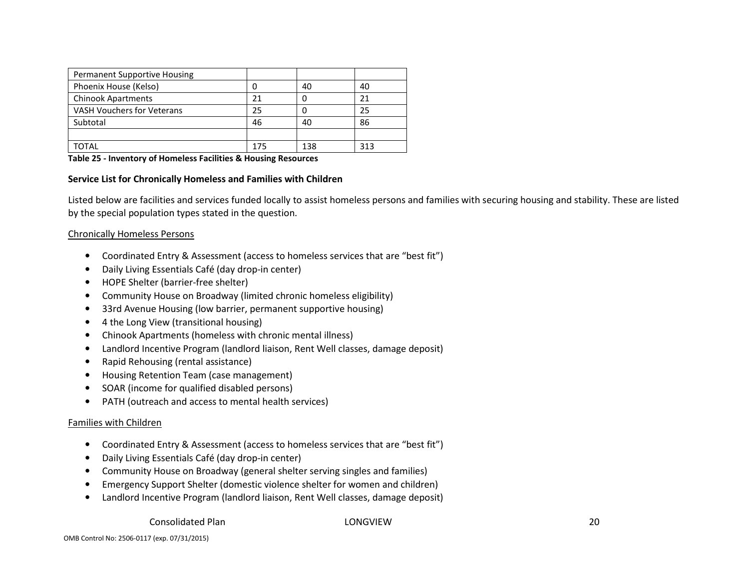| Permanent Supportive Housing | | | |
|---|---|---|---|
| Phoenix House (Kelso) | 0 | 40 | 40 |
| Chinook Apartments | 21 | 0 | 21 |
| VASH Vouchers for Veterans | 25 | 0 | 25 |
| Subtotal | 46 | 40 | 86 |
| | | | |
| TOTAL | 175 | 138 | 313 |

**Table 25 - Inventory of Homeless Facilities & Housing Resources**

**Service List for Chronically Homeless and Families with Children**

Listed below are facilities and services funded locally to assist homeless persons and families with securing housing and stability. These are listed by the special population types stated in the question.

Chronically Homeless Persons

- Coordinated Entry & Assessment (access to homeless services that are "best fit")
- Daily Living Essentials Café (day drop-in center)
- HOPE Shelter (barrier-free shelter)
- Community House on Broadway (limited chronic homeless eligibility)
- 33rd Avenue Housing (low barrier, permanent supportive housing)
- 4 the Long View (transitional housing)
- Chinook Apartments (homeless with chronic mental illness)
- Landlord Incentive Program (landlord liaison, Rent Well classes, damage deposit)
- Rapid Rehousing (rental assistance)
- Housing Retention Team (case management)
- SOAR (income for qualified disabled persons)
- PATH (outreach and access to mental health services)

Families with Children

- Coordinated Entry & Assessment (access to homeless services that are "best fit")
- Daily Living Essentials Café (day drop-in center)
- Community House on Broadway (general shelter serving singles and families)
- Emergency Support Shelter (domestic violence shelter for women and children)
- Landlord Incentive Program (landlord liaison, Rent Well classes, damage deposit)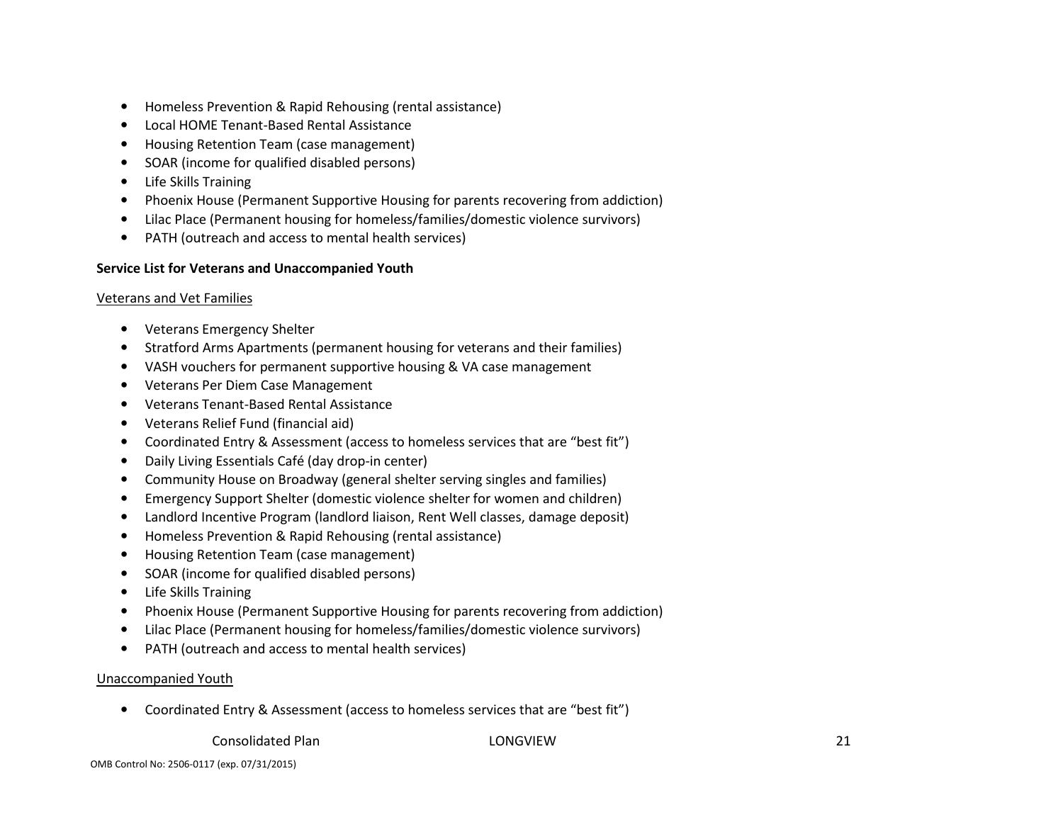- Homeless Prevention & Rapid Rehousing (rental assistance)
- Local HOME Tenant-Based Rental Assistance
- Housing Retention Team (case management)
- SOAR (income for qualified disabled persons)
- Life Skills Training
- Phoenix House (Permanent Supportive Housing for parents recovering from addiction)
- Lilac Place (Permanent housing for homeless/families/domestic violence survivors)
- PATH (outreach and access to mental health services)

**Service List for Veterans and Unaccompanied Youth**

<u>Veterans and Vet Families</u>

- Veterans Emergency Shelter
- Stratford Arms Apartments (permanent housing for veterans and their families)
- VASH vouchers for permanent supportive housing & VA case management
- Veterans Per Diem Case Management
- Veterans Tenant-Based Rental Assistance
- Veterans Relief Fund (financial aid)
- Coordinated Entry & Assessment (access to homeless services that are "best fit")
- Daily Living Essentials Café (day drop-in center)
- Community House on Broadway (general shelter serving singles and families)
- Emergency Support Shelter (domestic violence shelter for women and children)
- Landlord Incentive Program (landlord liaison, Rent Well classes, damage deposit)
- Homeless Prevention & Rapid Rehousing (rental assistance)
- Housing Retention Team (case management)
- SOAR (income for qualified disabled persons)
- Life Skills Training
- Phoenix House (Permanent Supportive Housing for parents recovering from addiction)
- Lilac Place (Permanent housing for homeless/families/domestic violence survivors)
- PATH (outreach and access to mental health services)

<u>Unaccompanied Youth</u>

- Coordinated Entry & Assessment (access to homeless services that are "best fit")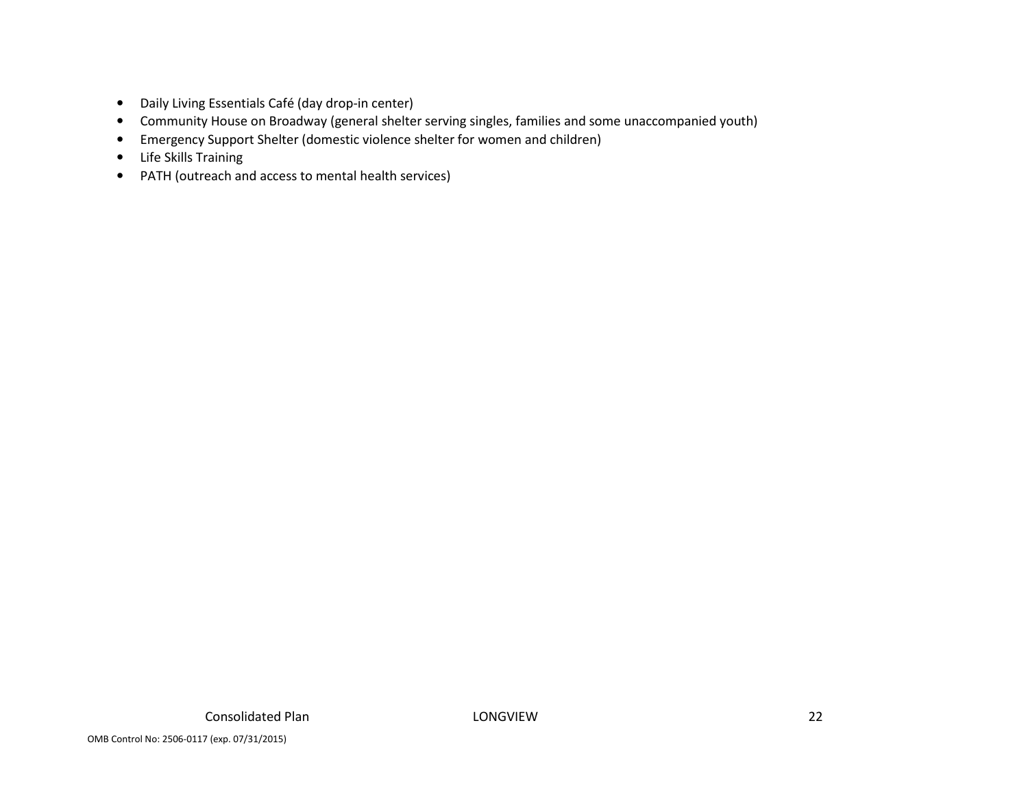- Daily Living Essentials Café (day drop-in center)
- Community House on Broadway (general shelter serving singles, families and some unaccompanied youth)
- Emergency Support Shelter (domestic violence shelter for women and children)
- Life Skills Training
- PATH (outreach and access to mental health services)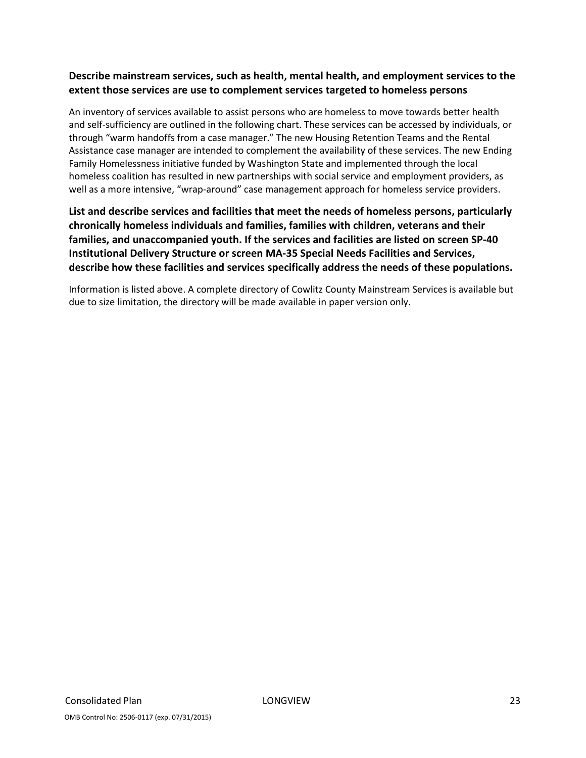**Describe mainstream services, such as health, mental health, and employment services to the extent those services are use to complement services targeted to homeless persons**

An inventory of services available to assist persons who are homeless to move towards better health and self-sufficiency are outlined in the following chart. These services can be accessed by individuals, or through "warm handoffs from a case manager." The new Housing Retention Teams and the Rental Assistance case manager are intended to complement the availability of these services. The new Ending Family Homelessness initiative funded by Washington State and implemented through the local homeless coalition has resulted in new partnerships with social service and employment providers, as well as a more intensive, "wrap-around" case management approach for homeless service providers.

**List and describe services and facilities that meet the needs of homeless persons, particularly chronically homeless individuals and families, families with children, veterans and their families, and unaccompanied youth. If the services and facilities are listed on screen SP-40 Institutional Delivery Structure or screen MA-35 Special Needs Facilities and Services, describe how these facilities and services specifically address the needs of these populations.**

Information is listed above. A complete directory of Cowlitz County Mainstream Services is available but due to size limitation, the directory will be made available in paper version only.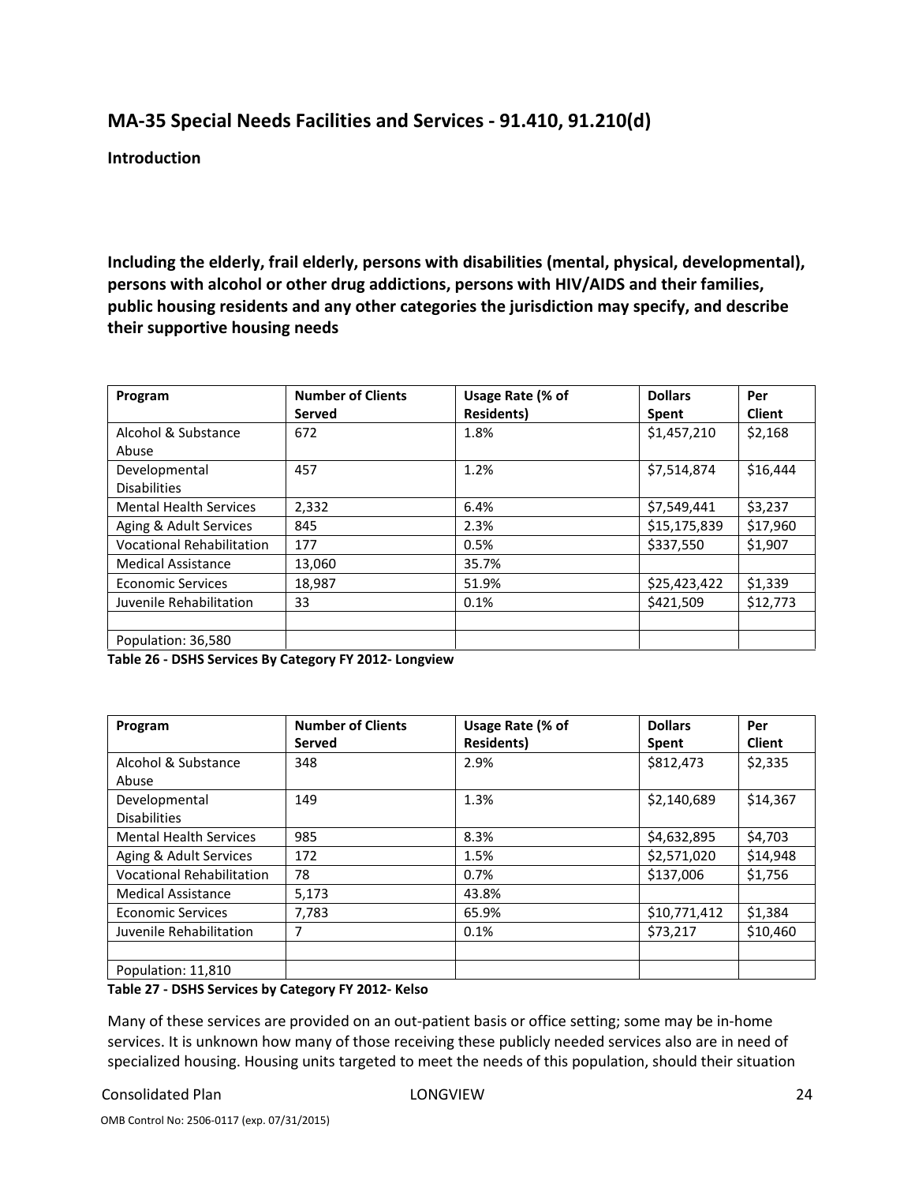## MA-35 Special Needs Facilities and Services - 91.410, 91.210(d)

**Introduction**

**Including the elderly, frail elderly, persons with disabilities (mental, physical, developmental), persons with alcohol or other drug addictions, persons with HIV/AIDS and their families, public housing residents and any other categories the jurisdiction may specify, and describe their supportive housing needs**

| Program | Number of Clients Served | Usage Rate (% of Residents) | Dollars Spent | Per Client |
|---|---|---|---|---|
| Alcohol & Substance Abuse | 672 | 1.8% | $1,457,210 | $2,168 |
| Developmental Disabilities | 457 | 1.2% | $7,514,874 | $16,444 |
| Mental Health Services | 2,332 | 6.4% | $7,549,441 | $3,237 |
| Aging & Adult Services | 845 | 2.3% | $15,175,839 | $17,960 |
| Vocational Rehabilitation | 177 | 0.5% | $337,550 | $1,907 |
| Medical Assistance | 13,060 | 35.7% | | |
| Economic Services | 18,987 | 51.9% | $25,423,422 | $1,339 |
| Juvenile Rehabilitation | 33 | 0.1% | $421,509 | $12,773 |
| | | | | |
| Population: 36,580 | | | | |

**Table 26 - DSHS Services By Category FY 2012- Longview**

| Program | Number of Clients Served | Usage Rate (% of Residents) | Dollars Spent | Per Client |
|---|---|---|---|---|
| Alcohol & Substance Abuse | 348 | 2.9% | $812,473 | $2,335 |
| Developmental Disabilities | 149 | 1.3% | $2,140,689 | $14,367 |
| Mental Health Services | 985 | 8.3% | $4,632,895 | $4,703 |
| Aging & Adult Services | 172 | 1.5% | $2,571,020 | $14,948 |
| Vocational Rehabilitation | 78 | 0.7% | $137,006 | $1,756 |
| Medical Assistance | 5,173 | 43.8% | | |
| Economic Services | 7,783 | 65.9% | $10,771,412 | $1,384 |
| Juvenile Rehabilitation | 7 | 0.1% | $73,217 | $10,460 |
| | | | | |
| Population: 11,810 | | | | |

**Table 27 - DSHS Services by Category FY 2012- Kelso**

Many of these services are provided on an out-patient basis or office setting; some may be in-home services. It is unknown how many of those receiving these publicly needed services also are in need of specialized housing. Housing units targeted to meet the needs of this population, should their situation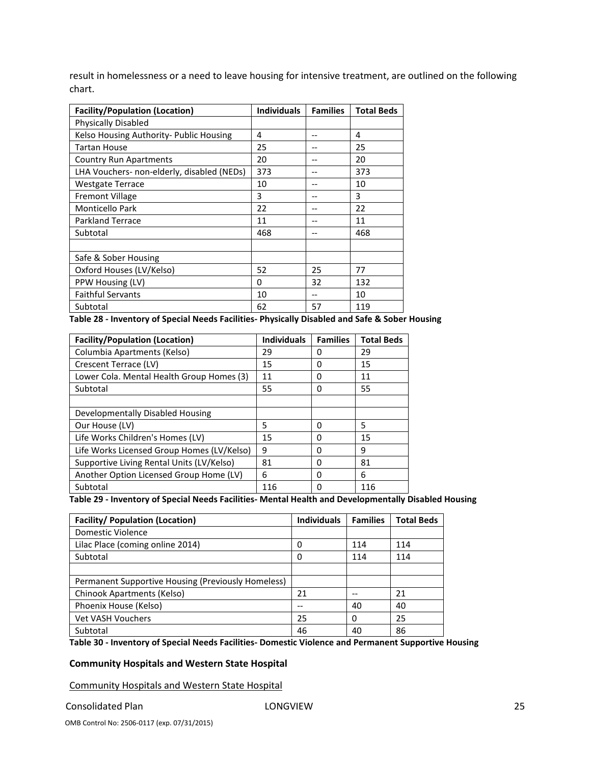result in homelessness or a need to leave housing for intensive treatment, are outlined on the following chart.

| Facility/Population (Location) | Individuals | Families | Total Beds |
|---|---|---|---|
| Physically Disabled | | | |
| Kelso Housing Authority- Public Housing | 4 | -- | 4 |
| Tartan House | 25 | -- | 25 |
| Country Run Apartments | 20 | -- | 20 |
| LHA Vouchers- non-elderly, disabled (NEDs) | 373 | -- | 373 |
| Westgate Terrace | 10 | -- | 10 |
| Fremont Village | 3 | -- | 3 |
| Monticello Park | 22 | -- | 22 |
| Parkland Terrace | 11 | -- | 11 |
| Subtotal | 468 | -- | 468 |
| | | | |
| Safe & Sober Housing | | | |
| Oxford Houses (LV/Kelso) | 52 | 25 | 77 |
| PPW Housing (LV) | 0 | 32 | 132 |
| Faithful Servants | 10 | -- | 10 |
| Subtotal | 62 | 57 | 119 |

**Table 28 - Inventory of Special Needs Facilities- Physically Disabled and Safe & Sober Housing**

| Facility/Population (Location) | Individuals | Families | Total Beds |
|---|---|---|---|
| Columbia Apartments (Kelso) | 29 | 0 | 29 |
| Crescent Terrace (LV) | 15 | 0 | 15 |
| Lower Cola. Mental Health Group Homes (3) | 11 | 0 | 11 |
| Subtotal | 55 | 0 | 55 |
| | | | |
| Developmentally Disabled Housing | | | |
| Our House (LV) | 5 | 0 | 5 |
| Life Works Children's Homes (LV) | 15 | 0 | 15 |
| Life Works Licensed Group Homes (LV/Kelso) | 9 | 0 | 9 |
| Supportive Living Rental Units (LV/Kelso) | 81 | 0 | 81 |
| Another Option Licensed Group Home (LV) | 6 | 0 | 6 |
| Subtotal | 116 | 0 | 116 |

**Table 29 - Inventory of Special Needs Facilities- Mental Health and Developmentally Disabled Housing**

| Facility/ Population (Location) | Individuals | Families | Total Beds |
|---|---|---|---|
| Domestic Violence | | | |
| Lilac Place (coming online 2014) | 0 | 114 | 114 |
| Subtotal | 0 | 114 | 114 |
| | | | |
| Permanent Supportive Housing (Previously Homeless) | | | |
| Chinook Apartments (Kelso) | 21 | -- | 21 |
| Phoenix House (Kelso) | -- | 40 | 40 |
| Vet VASH Vouchers | 25 | 0 | 25 |
| Subtotal | 46 | 40 | 86 |

**Table 30 - Inventory of Special Needs Facilities- Domestic Violence and Permanent Supportive Housing**

**Community Hospitals and Western State Hospital**

Community Hospitals and Western State Hospital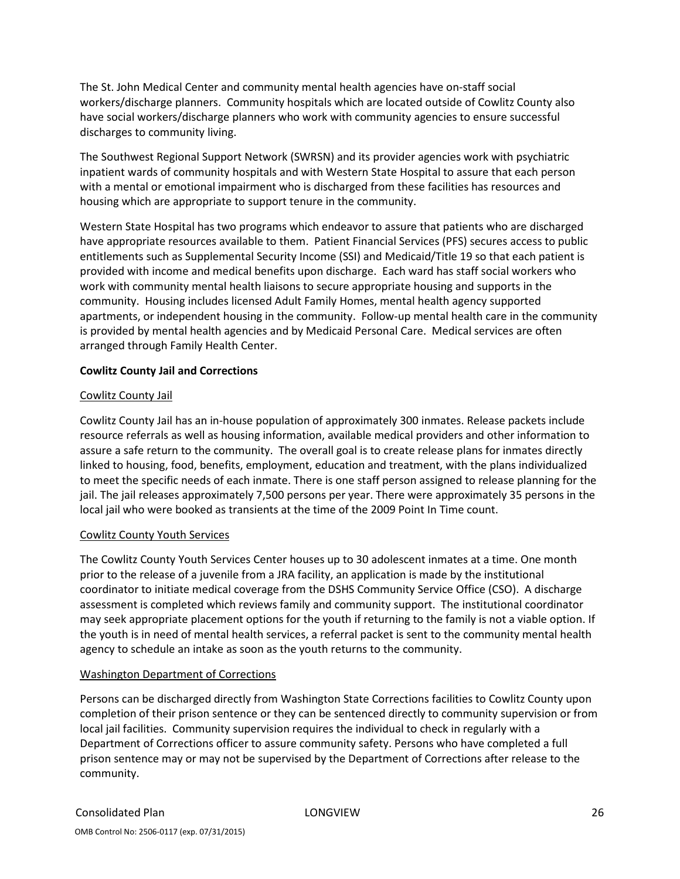The St. John Medical Center and community mental health agencies have on-staff social workers/discharge planners. Community hospitals which are located outside of Cowlitz County also have social workers/discharge planners who work with community agencies to ensure successful discharges to community living.

The Southwest Regional Support Network (SWRSN) and its provider agencies work with psychiatric inpatient wards of community hospitals and with Western State Hospital to assure that each person with a mental or emotional impairment who is discharged from these facilities has resources and housing which are appropriate to support tenure in the community.

Western State Hospital has two programs which endeavor to assure that patients who are discharged have appropriate resources available to them. Patient Financial Services (PFS) secures access to public entitlements such as Supplemental Security Income (SSI) and Medicaid/Title 19 so that each patient is provided with income and medical benefits upon discharge. Each ward has staff social workers who work with community mental health liaisons to secure appropriate housing and supports in the community. Housing includes licensed Adult Family Homes, mental health agency supported apartments, or independent housing in the community. Follow-up mental health care in the community is provided by mental health agencies and by Medicaid Personal Care. Medical services are often arranged through Family Health Center.

**Cowlitz County Jail and Corrections**

Cowlitz County Jail

Cowlitz County Jail has an in-house population of approximately 300 inmates. Release packets include resource referrals as well as housing information, available medical providers and other information to assure a safe return to the community. The overall goal is to create release plans for inmates directly linked to housing, food, benefits, employment, education and treatment, with the plans individualized to meet the specific needs of each inmate. There is one staff person assigned to release planning for the jail. The jail releases approximately 7,500 persons per year. There were approximately 35 persons in the local jail who were booked as transients at the time of the 2009 Point In Time count.

Cowlitz County Youth Services

The Cowlitz County Youth Services Center houses up to 30 adolescent inmates at a time. One month prior to the release of a juvenile from a JRA facility, an application is made by the institutional coordinator to initiate medical coverage from the DSHS Community Service Office (CSO). A discharge assessment is completed which reviews family and community support. The institutional coordinator may seek appropriate placement options for the youth if returning to the family is not a viable option. If the youth is in need of mental health services, a referral packet is sent to the community mental health agency to schedule an intake as soon as the youth returns to the community.

Washington Department of Corrections

Persons can be discharged directly from Washington State Corrections facilities to Cowlitz County upon completion of their prison sentence or they can be sentenced directly to community supervision or from local jail facilities. Community supervision requires the individual to check in regularly with a Department of Corrections officer to assure community safety. Persons who have completed a full prison sentence may or may not be supervised by the Department of Corrections after release to the community.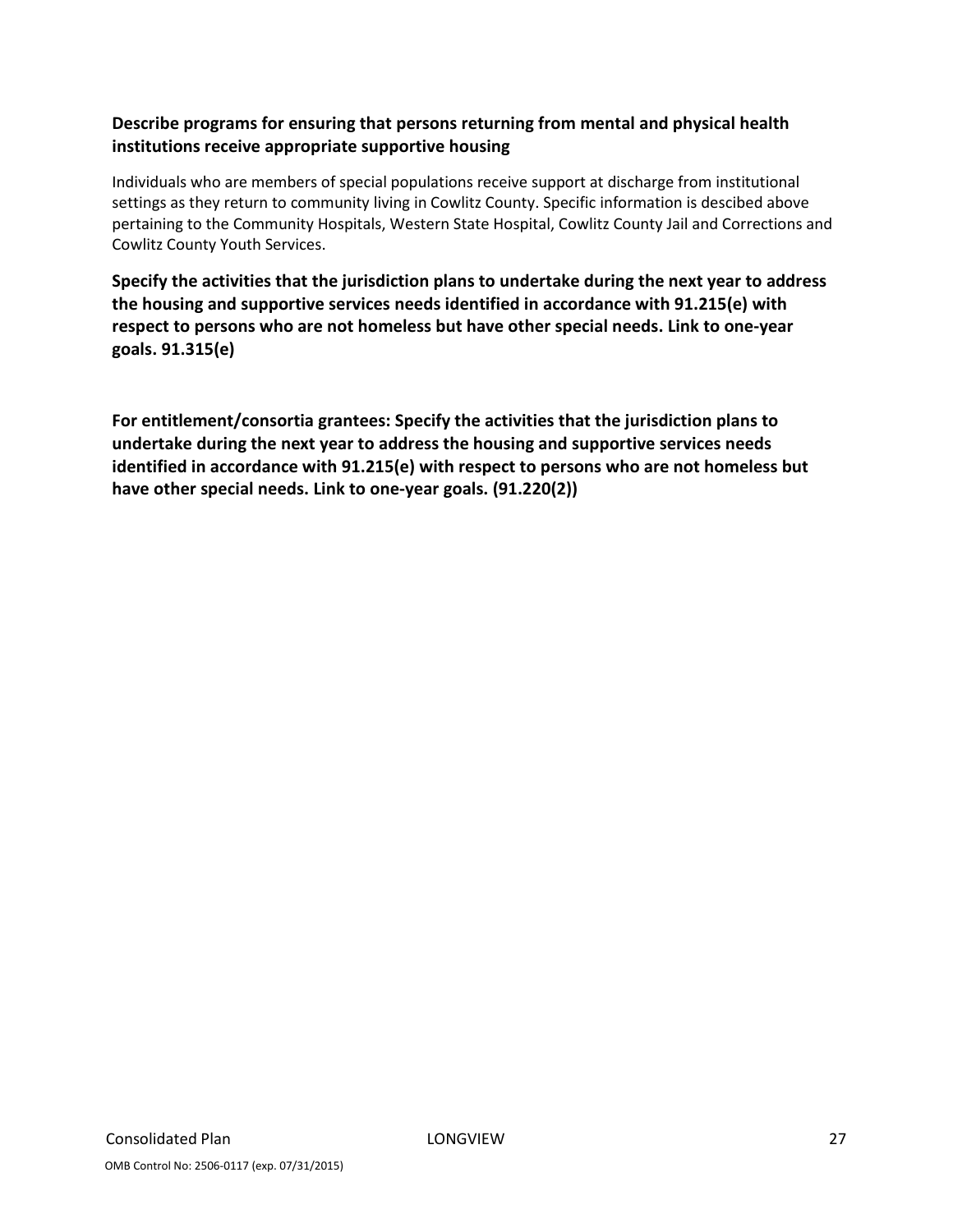**Describe programs for ensuring that persons returning from mental and physical health institutions receive appropriate supportive housing**

Individuals who are members of special populations receive support at discharge from institutional settings as they return to community living in Cowlitz County. Specific information is descibed above pertaining to the Community Hospitals, Western State Hospital, Cowlitz County Jail and Corrections and Cowlitz County Youth Services.

**Specify the activities that the jurisdiction plans to undertake during the next year to address the housing and supportive services needs identified in accordance with 91.215(e) with respect to persons who are not homeless but have other special needs. Link to one-year goals. 91.315(e)**

**For entitlement/consortia grantees: Specify the activities that the jurisdiction plans to undertake during the next year to address the housing and supportive services needs identified in accordance with 91.215(e) with respect to persons who are not homeless but have other special needs. Link to one-year goals. (91.220(2))**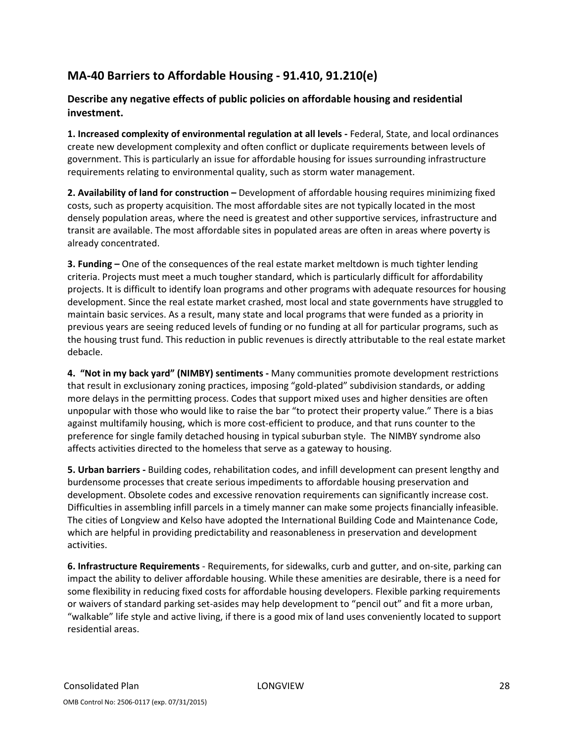## MA-40 Barriers to Affordable Housing - 91.410, 91.210(e)

### Describe any negative effects of public policies on affordable housing and residential investment.

**1. Increased complexity of environmental regulation at all levels -** Federal, State, and local ordinances create new development complexity and often conflict or duplicate requirements between levels of government. This is particularly an issue for affordable housing for issues surrounding infrastructure requirements relating to environmental quality, such as storm water management.

**2. Availability of land for construction –** Development of affordable housing requires minimizing fixed costs, such as property acquisition. The most affordable sites are not typically located in the most densely population areas, where the need is greatest and other supportive services, infrastructure and transit are available. The most affordable sites in populated areas are often in areas where poverty is already concentrated.

**3. Funding –** One of the consequences of the real estate market meltdown is much tighter lending criteria. Projects must meet a much tougher standard, which is particularly difficult for affordability projects. It is difficult to identify loan programs and other programs with adequate resources for housing development. Since the real estate market crashed, most local and state governments have struggled to maintain basic services. As a result, many state and local programs that were funded as a priority in previous years are seeing reduced levels of funding or no funding at all for particular programs, such as the housing trust fund. This reduction in public revenues is directly attributable to the real estate market debacle.

**4. "Not in my back yard" (NIMBY) sentiments -** Many communities promote development restrictions that result in exclusionary zoning practices, imposing "gold-plated" subdivision standards, or adding more delays in the permitting process. Codes that support mixed uses and higher densities are often unpopular with those who would like to raise the bar "to protect their property value." There is a bias against multifamily housing, which is more cost-efficient to produce, and that runs counter to the preference for single family detached housing in typical suburban style. The NIMBY syndrome also affects activities directed to the homeless that serve as a gateway to housing.

**5. Urban barriers -** Building codes, rehabilitation codes, and infill development can present lengthy and burdensome processes that create serious impediments to affordable housing preservation and development. Obsolete codes and excessive renovation requirements can significantly increase cost. Difficulties in assembling infill parcels in a timely manner can make some projects financially infeasible. The cities of Longview and Kelso have adopted the International Building Code and Maintenance Code, which are helpful in providing predictability and reasonableness in preservation and development activities.

**6. Infrastructure Requirements** - Requirements, for sidewalks, curb and gutter, and on-site, parking can impact the ability to deliver affordable housing. While these amenities are desirable, there is a need for some flexibility in reducing fixed costs for affordable housing developers. Flexible parking requirements or waivers of standard parking set-asides may help development to "pencil out" and fit a more urban, "walkable" life style and active living, if there is a good mix of land uses conveniently located to support residential areas.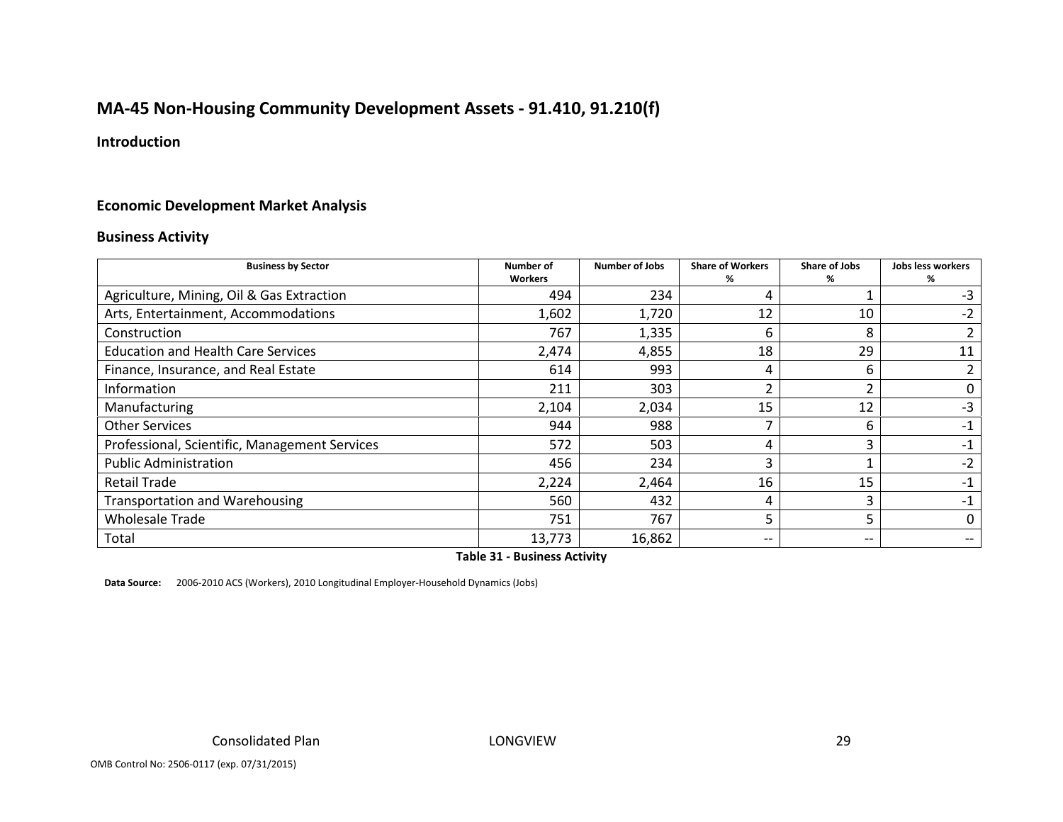## MA-45 Non-Housing Community Development Assets - 91.410, 91.210(f)

### Introduction

### Economic Development Market Analysis

### Business Activity

| Business by Sector | Number of Workers | Number of Jobs | Share of Workers % | Share of Jobs % | Jobs less workers % |
|---|---|---|---|---|---|
| Agriculture, Mining, Oil & Gas Extraction | 494 | 234 | 4 | 1 | -3 |
| Arts, Entertainment, Accommodations | 1,602 | 1,720 | 12 | 10 | -2 |
| Construction | 767 | 1,335 | 6 | 8 | 2 |
| Education and Health Care Services | 2,474 | 4,855 | 18 | 29 | 11 |
| Finance, Insurance, and Real Estate | 614 | 993 | 4 | 6 | 2 |
| Information | 211 | 303 | 2 | 2 | 0 |
| Manufacturing | 2,104 | 2,034 | 15 | 12 | -3 |
| Other Services | 944 | 988 | 7 | 6 | -1 |
| Professional, Scientific, Management Services | 572 | 503 | 4 | 3 | -1 |
| Public Administration | 456 | 234 | 3 | 1 | -2 |
| Retail Trade | 2,224 | 2,464 | 16 | 15 | -1 |
| Transportation and Warehousing | 560 | 432 | 4 | 3 | -1 |
| Wholesale Trade | 751 | 767 | 5 | 5 | 0 |
| Total | 13,773 | 16,862 | -- | -- | -- |

**Table 31 - Business Activity**

**Data Source:** 2006-2010 ACS (Workers), 2010 Longitudinal Employer-Household Dynamics (Jobs)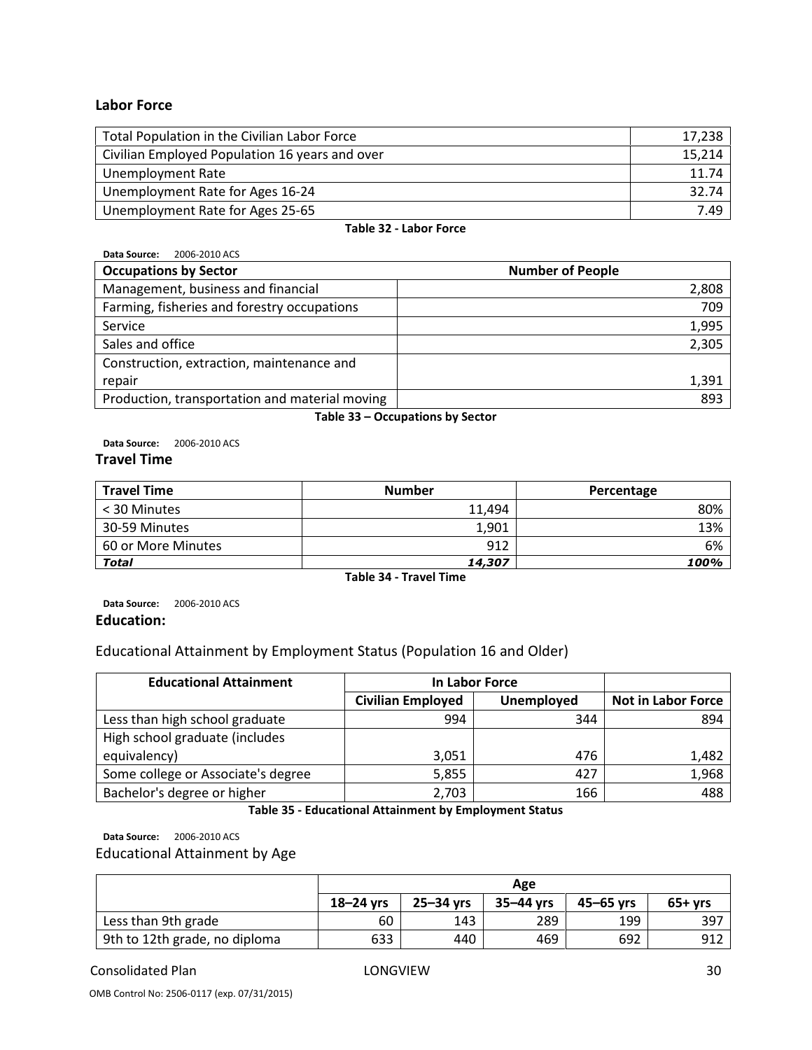### Labor Force

| | |
|---|---|
| Total Population in the Civilian Labor Force | 17,238 |
| Civilian Employed Population 16 years and over | 15,214 |
| Unemployment Rate | 11.74 |
| Unemployment Rate for Ages 16-24 | 32.74 |
| Unemployment Rate for Ages 25-65 | 7.49 |

**Table 32 - Labor Force**

**Data Source:** 2006-2010 ACS

| Occupations by Sector | Number of People |
|---|---|
| Management, business and financial | 2,808 |
| Farming, fisheries and forestry occupations | 709 |
| Service | 1,995 |
| Sales and office | 2,305 |
| Construction, extraction, maintenance and repair | 1,391 |
| Production, transportation and material moving | 893 |

**Table 33 – Occupations by Sector**

**Data Source:** 2006-2010 ACS

### Travel Time

| Travel Time | Number | Percentage |
|---|---|---|
| < 30 Minutes | 11,494 | 80% |
| 30-59 Minutes | 1,901 | 13% |
| 60 or More Minutes | 912 | 6% |
| ***Total*** | ***14,307*** | ***100%*** |

**Table 34 - Travel Time**

**Data Source:** 2006-2010 ACS

### Education:

Educational Attainment by Employment Status (Population 16 and Older)

| Educational Attainment | In Labor Force | | |
|---|---|---|---|
| | Civilian Employed | Unemployed | Not in Labor Force |
| Less than high school graduate | 994 | 344 | 894 |
| High school graduate (includes equivalency) | 3,051 | 476 | 1,482 |
| Some college or Associate's degree | 5,855 | 427 | 1,968 |
| Bachelor's degree or higher | 2,703 | 166 | 488 |

**Table 35 - Educational Attainment by Employment Status**

**Data Source:** 2006-2010 ACS

Educational Attainment by Age

| | Age | | | | |
|---|---|---|---|---|---|
| | 18–24 yrs | 25–34 yrs | 35–44 yrs | 45–65 yrs | 65+ yrs |
| Less than 9th grade | 60 | 143 | 289 | 199 | 397 |
| 9th to 12th grade, no diploma | 633 | 440 | 469 | 692 | 912 |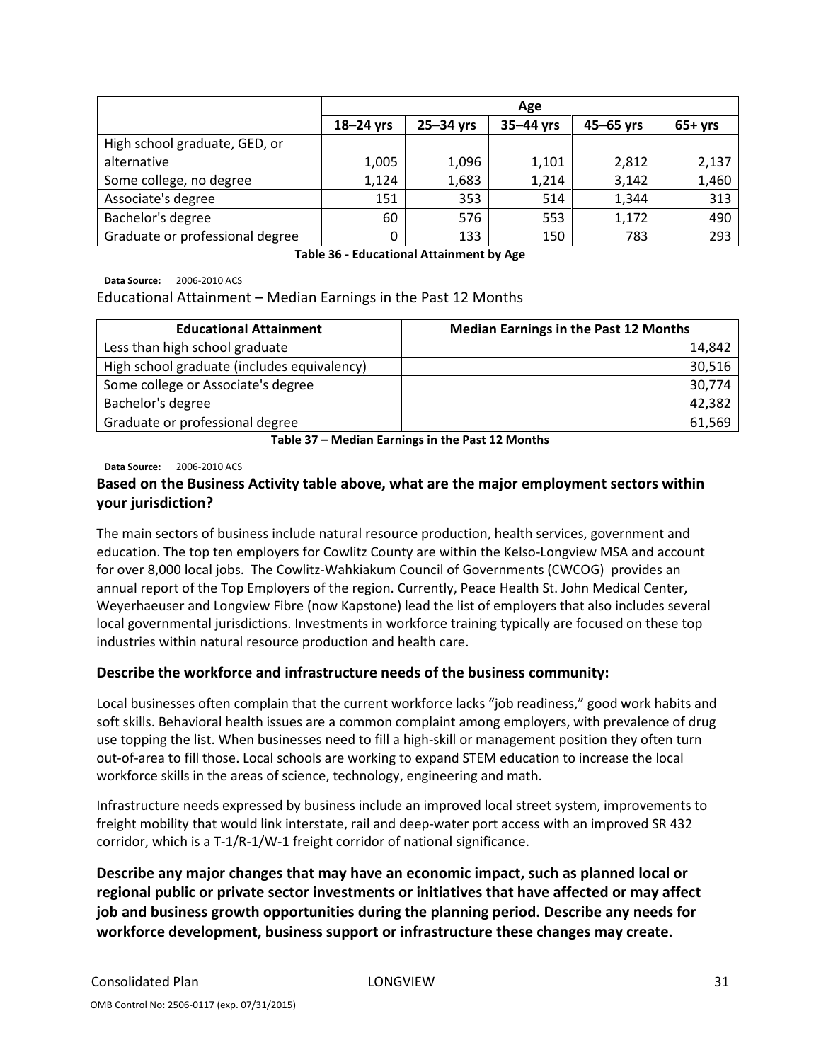| | Age | | | | |
|---|---|---|---|---|---|
| | 18–24 yrs | 25–34 yrs | 35–44 yrs | 45–65 yrs | 65+ yrs |
| High school graduate, GED, or alternative | 1,005 | 1,096 | 1,101 | 2,812 | 2,137 |
| Some college, no degree | 1,124 | 1,683 | 1,214 | 3,142 | 1,460 |
| Associate's degree | 151 | 353 | 514 | 1,344 | 313 |
| Bachelor's degree | 60 | 576 | 553 | 1,172 | 490 |
| Graduate or professional degree | 0 | 133 | 150 | 783 | 293 |

**Table 36 - Educational Attainment by Age**

**Data Source:** 2006-2010 ACS

Educational Attainment – Median Earnings in the Past 12 Months

| Educational Attainment | Median Earnings in the Past 12 Months |
|---|---|
| Less than high school graduate | 14,842 |
| High school graduate (includes equivalency) | 30,516 |
| Some college or Associate's degree | 30,774 |
| Bachelor's degree | 42,382 |
| Graduate or professional degree | 61,569 |

**Table 37 – Median Earnings in the Past 12 Months**

**Data Source:** 2006-2010 ACS

### Based on the Business Activity table above, what are the major employment sectors within your jurisdiction?

The main sectors of business include natural resource production, health services, government and education. The top ten employers for Cowlitz County are within the Kelso-Longview MSA and account for over 8,000 local jobs. The Cowlitz-Wahkiakum Council of Governments (CWCOG) provides an annual report of the Top Employers of the region. Currently, Peace Health St. John Medical Center, Weyerhaeuser and Longview Fibre (now Kapstone) lead the list of employers that also includes several local governmental jurisdictions. Investments in workforce training typically are focused on these top industries within natural resource production and health care.

### Describe the workforce and infrastructure needs of the business community:

Local businesses often complain that the current workforce lacks "job readiness," good work habits and soft skills. Behavioral health issues are a common complaint among employers, with prevalence of drug use topping the list. When businesses need to fill a high-skill or management position they often turn out-of-area to fill those. Local schools are working to expand STEM education to increase the local workforce skills in the areas of science, technology, engineering and math.

Infrastructure needs expressed by business include an improved local street system, improvements to freight mobility that would link interstate, rail and deep-water port access with an improved SR 432 corridor, which is a T-1/R-1/W-1 freight corridor of national significance.

### Describe any major changes that may have an economic impact, such as planned local or regional public or private sector investments or initiatives that have affected or may affect job and business growth opportunities during the planning period. Describe any needs for workforce development, business support or infrastructure these changes may create.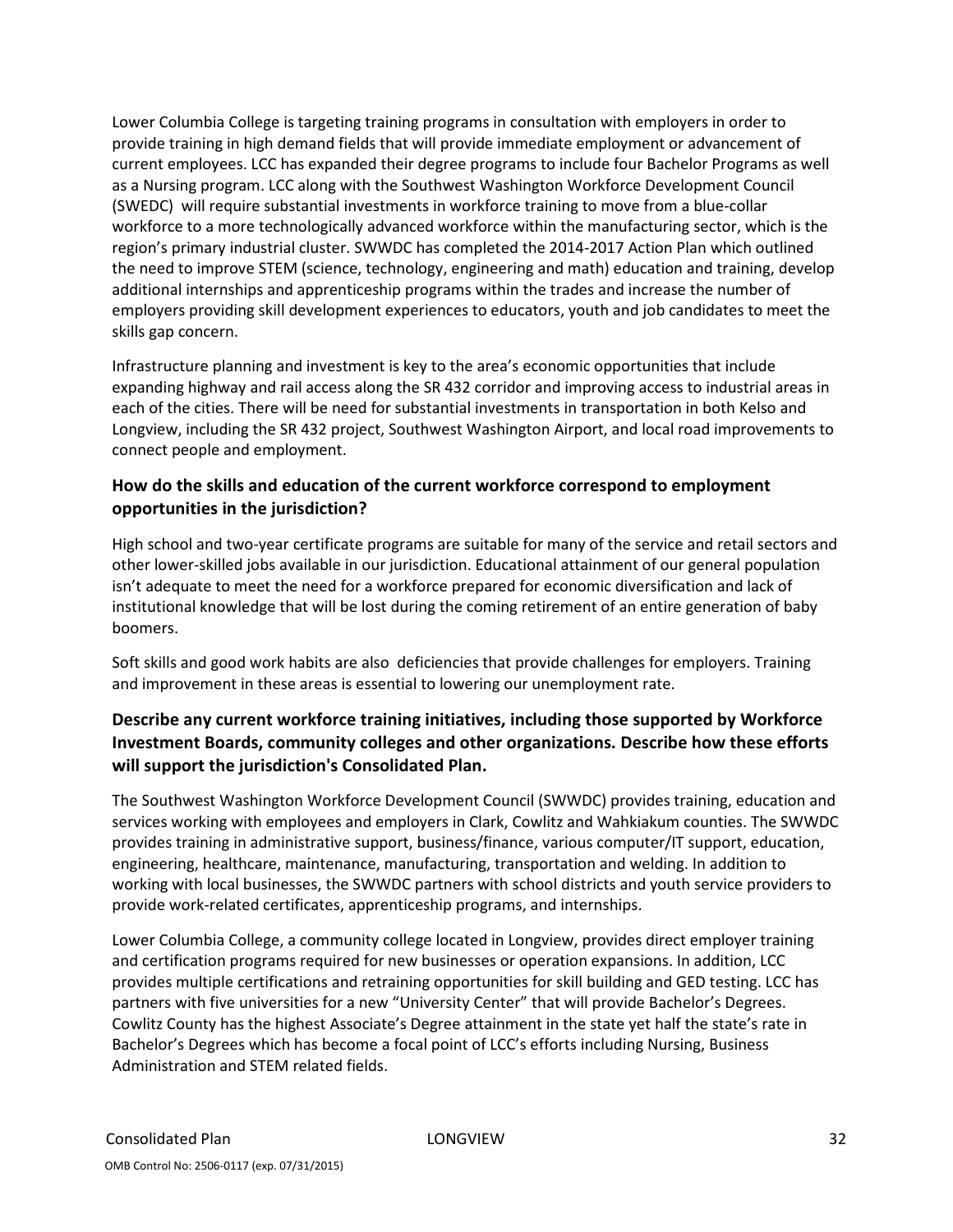Lower Columbia College is targeting training programs in consultation with employers in order to provide training in high demand fields that will provide immediate employment or advancement of current employees. LCC has expanded their degree programs to include four Bachelor Programs as well as a Nursing program. LCC along with the Southwest Washington Workforce Development Council (SWEDC) will require substantial investments in workforce training to move from a blue-collar workforce to a more technologically advanced workforce within the manufacturing sector, which is the region's primary industrial cluster. SWWDC has completed the 2014-2017 Action Plan which outlined the need to improve STEM (science, technology, engineering and math) education and training, develop additional internships and apprenticeship programs within the trades and increase the number of employers providing skill development experiences to educators, youth and job candidates to meet the skills gap concern.

Infrastructure planning and investment is key to the area's economic opportunities that include expanding highway and rail access along the SR 432 corridor and improving access to industrial areas in each of the cities. There will be need for substantial investments in transportation in both Kelso and Longview, including the SR 432 project, Southwest Washington Airport, and local road improvements to connect people and employment.

### How do the skills and education of the current workforce correspond to employment opportunities in the jurisdiction?

High school and two-year certificate programs are suitable for many of the service and retail sectors and other lower-skilled jobs available in our jurisdiction. Educational attainment of our general population isn't adequate to meet the need for a workforce prepared for economic diversification and lack of institutional knowledge that will be lost during the coming retirement of an entire generation of baby boomers.

Soft skills and good work habits are also deficiencies that provide challenges for employers. Training and improvement in these areas is essential to lowering our unemployment rate.

### Describe any current workforce training initiatives, including those supported by Workforce Investment Boards, community colleges and other organizations. Describe how these efforts will support the jurisdiction's Consolidated Plan.

The Southwest Washington Workforce Development Council (SWWDC) provides training, education and services working with employees and employers in Clark, Cowlitz and Wahkiakum counties. The SWWDC provides training in administrative support, business/finance, various computer/IT support, education, engineering, healthcare, maintenance, manufacturing, transportation and welding. In addition to working with local businesses, the SWWDC partners with school districts and youth service providers to provide work-related certificates, apprenticeship programs, and internships.

Lower Columbia College, a community college located in Longview, provides direct employer training and certification programs required for new businesses or operation expansions. In addition, LCC provides multiple certifications and retraining opportunities for skill building and GED testing. LCC has partners with five universities for a new "University Center" that will provide Bachelor's Degrees. Cowlitz County has the highest Associate's Degree attainment in the state yet half the state's rate in Bachelor's Degrees which has become a focal point of LCC's efforts including Nursing, Business Administration and STEM related fields.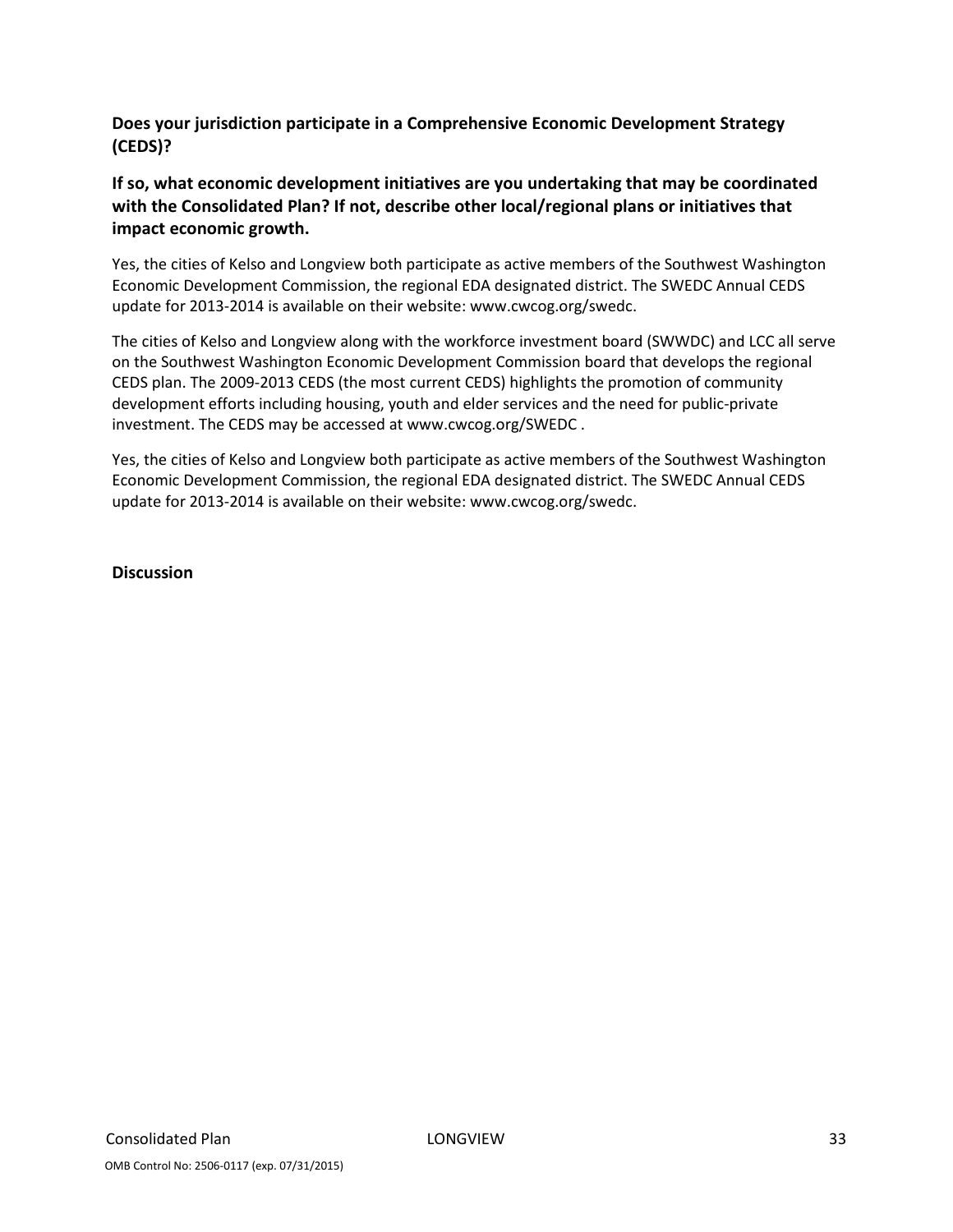**Does your jurisdiction participate in a Comprehensive Economic Development Strategy (CEDS)?**

**If so, what economic development initiatives are you undertaking that may be coordinated with the Consolidated Plan? If not, describe other local/regional plans or initiatives that impact economic growth.**

Yes, the cities of Kelso and Longview both participate as active members of the Southwest Washington Economic Development Commission, the regional EDA designated district. The SWEDC Annual CEDS update for 2013-2014 is available on their website: www.cwcog.org/swedc.

The cities of Kelso and Longview along with the workforce investment board (SWWDC) and LCC all serve on the Southwest Washington Economic Development Commission board that develops the regional CEDS plan. The 2009-2013 CEDS (the most current CEDS) highlights the promotion of community development efforts including housing, youth and elder services and the need for public-private investment. The CEDS may be accessed at www.cwcog.org/SWEDC .

Yes, the cities of Kelso and Longview both participate as active members of the Southwest Washington Economic Development Commission, the regional EDA designated district. The SWEDC Annual CEDS update for 2013-2014 is available on their website: www.cwcog.org/swedc.

**Discussion**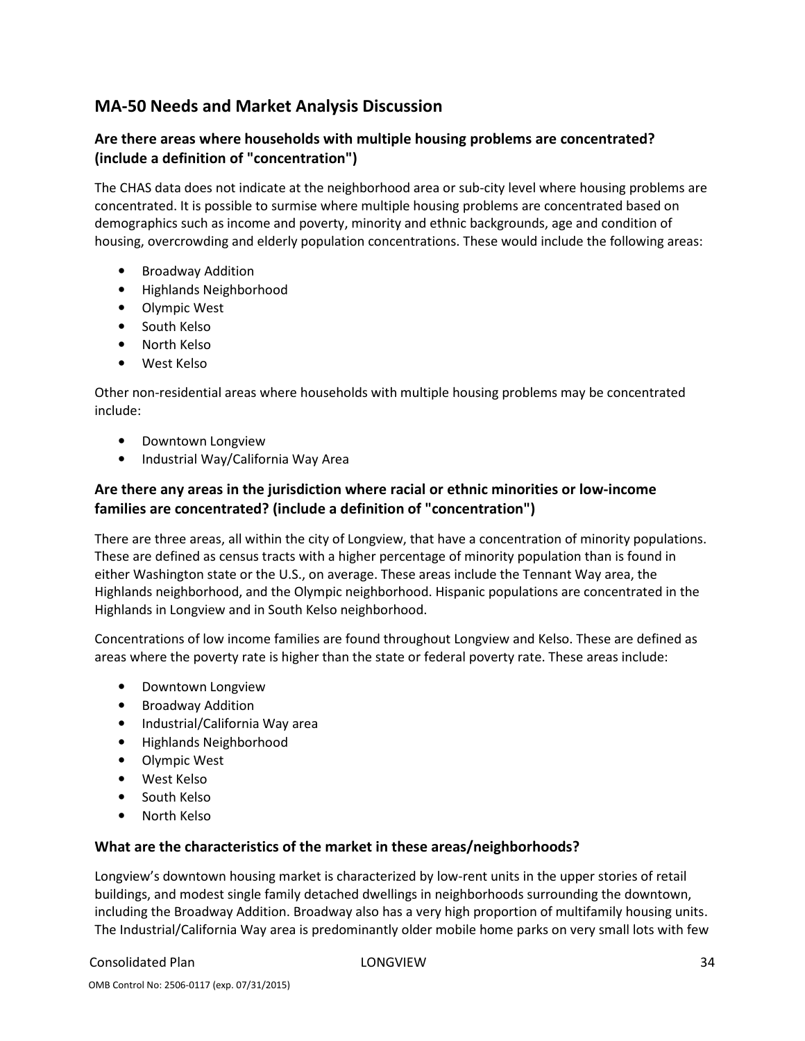## MA-50 Needs and Market Analysis Discussion

### Are there areas where households with multiple housing problems are concentrated? (include a definition of "concentration")

The CHAS data does not indicate at the neighborhood area or sub-city level where housing problems are concentrated. It is possible to surmise where multiple housing problems are concentrated based on demographics such as income and poverty, minority and ethnic backgrounds, age and condition of housing, overcrowding and elderly population concentrations. These would include the following areas:

- Broadway Addition
- Highlands Neighborhood
- Olympic West
- South Kelso
- North Kelso
- West Kelso

Other non-residential areas where households with multiple housing problems may be concentrated include:

- Downtown Longview
- Industrial Way/California Way Area

### Are there any areas in the jurisdiction where racial or ethnic minorities or low-income families are concentrated? (include a definition of "concentration")

There are three areas, all within the city of Longview, that have a concentration of minority populations. These are defined as census tracts with a higher percentage of minority population than is found in either Washington state or the U.S., on average. These areas include the Tennant Way area, the Highlands neighborhood, and the Olympic neighborhood. Hispanic populations are concentrated in the Highlands in Longview and in South Kelso neighborhood.

Concentrations of low income families are found throughout Longview and Kelso. These are defined as areas where the poverty rate is higher than the state or federal poverty rate. These areas include:

- Downtown Longview
- Broadway Addition
- Industrial/California Way area
- Highlands Neighborhood
- Olympic West
- West Kelso
- South Kelso
- North Kelso

### What are the characteristics of the market in these areas/neighborhoods?

Longview's downtown housing market is characterized by low-rent units in the upper stories of retail buildings, and modest single family detached dwellings in neighborhoods surrounding the downtown, including the Broadway Addition. Broadway also has a very high proportion of multifamily housing units. The Industrial/California Way area is predominantly older mobile home parks on very small lots with few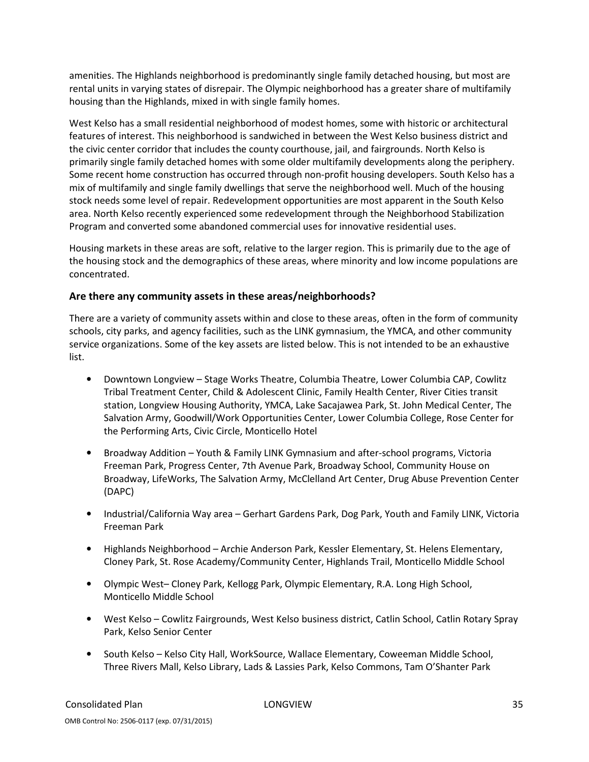amenities. The Highlands neighborhood is predominantly single family detached housing, but most are rental units in varying states of disrepair. The Olympic neighborhood has a greater share of multifamily housing than the Highlands, mixed in with single family homes.

West Kelso has a small residential neighborhood of modest homes, some with historic or architectural features of interest. This neighborhood is sandwiched in between the West Kelso business district and the civic center corridor that includes the county courthouse, jail, and fairgrounds. North Kelso is primarily single family detached homes with some older multifamily developments along the periphery. Some recent home construction has occurred through non-profit housing developers. South Kelso has a mix of multifamily and single family dwellings that serve the neighborhood well. Much of the housing stock needs some level of repair. Redevelopment opportunities are most apparent in the South Kelso area. North Kelso recently experienced some redevelopment through the Neighborhood Stabilization Program and converted some abandoned commercial uses for innovative residential uses.

Housing markets in these areas are soft, relative to the larger region. This is primarily due to the age of the housing stock and the demographics of these areas, where minority and low income populations are concentrated.

### Are there any community assets in these areas/neighborhoods?

There are a variety of community assets within and close to these areas, often in the form of community schools, city parks, and agency facilities, such as the LINK gymnasium, the YMCA, and other community service organizations. Some of the key assets are listed below. This is not intended to be an exhaustive list.

- Downtown Longview – Stage Works Theatre, Columbia Theatre, Lower Columbia CAP, Cowlitz Tribal Treatment Center, Child & Adolescent Clinic, Family Health Center, River Cities transit station, Longview Housing Authority, YMCA, Lake Sacajawea Park, St. John Medical Center, The Salvation Army, Goodwill/Work Opportunities Center, Lower Columbia College, Rose Center for the Performing Arts, Civic Circle, Monticello Hotel
- Broadway Addition – Youth & Family LINK Gymnasium and after-school programs, Victoria Freeman Park, Progress Center, 7th Avenue Park, Broadway School, Community House on Broadway, LifeWorks, The Salvation Army, McClelland Art Center, Drug Abuse Prevention Center (DAPC)
- Industrial/California Way area – Gerhart Gardens Park, Dog Park, Youth and Family LINK, Victoria Freeman Park
- Highlands Neighborhood – Archie Anderson Park, Kessler Elementary, St. Helens Elementary, Cloney Park, St. Rose Academy/Community Center, Highlands Trail, Monticello Middle School
- Olympic West– Cloney Park, Kellogg Park, Olympic Elementary, R.A. Long High School, Monticello Middle School
- West Kelso – Cowlitz Fairgrounds, West Kelso business district, Catlin School, Catlin Rotary Spray Park, Kelso Senior Center
- South Kelso – Kelso City Hall, WorkSource, Wallace Elementary, Coweeman Middle School, Three Rivers Mall, Kelso Library, Lads & Lassies Park, Kelso Commons, Tam O'Shanter Park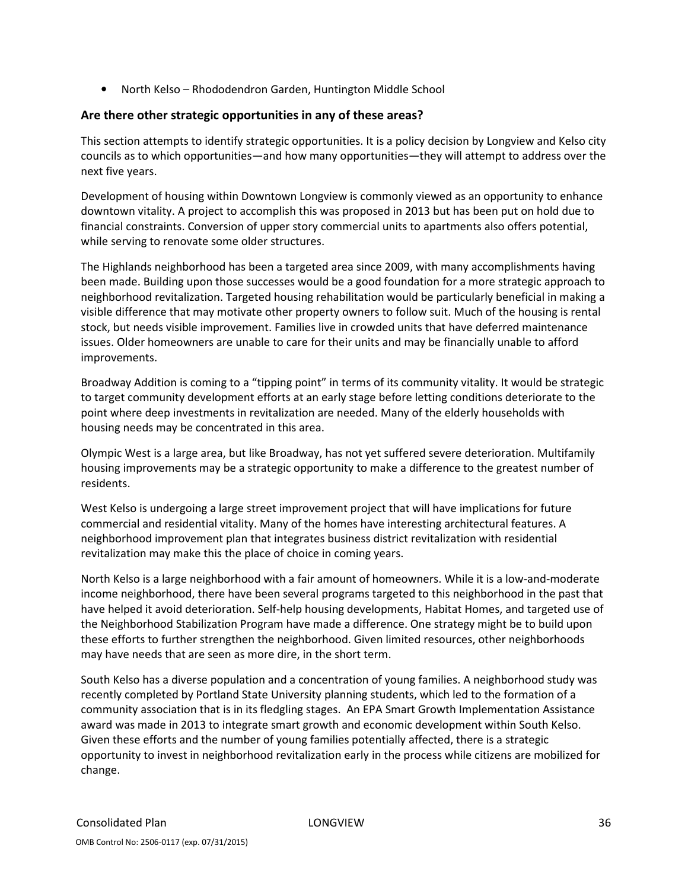- North Kelso – Rhododendron Garden, Huntington Middle School

### Are there other strategic opportunities in any of these areas?

This section attempts to identify strategic opportunities. It is a policy decision by Longview and Kelso city councils as to which opportunities—and how many opportunities—they will attempt to address over the next five years.

Development of housing within Downtown Longview is commonly viewed as an opportunity to enhance downtown vitality. A project to accomplish this was proposed in 2013 but has been put on hold due to financial constraints. Conversion of upper story commercial units to apartments also offers potential, while serving to renovate some older structures.

The Highlands neighborhood has been a targeted area since 2009, with many accomplishments having been made. Building upon those successes would be a good foundation for a more strategic approach to neighborhood revitalization. Targeted housing rehabilitation would be particularly beneficial in making a visible difference that may motivate other property owners to follow suit. Much of the housing is rental stock, but needs visible improvement. Families live in crowded units that have deferred maintenance issues. Older homeowners are unable to care for their units and may be financially unable to afford improvements.

Broadway Addition is coming to a "tipping point" in terms of its community vitality. It would be strategic to target community development efforts at an early stage before letting conditions deteriorate to the point where deep investments in revitalization are needed. Many of the elderly households with housing needs may be concentrated in this area.

Olympic West is a large area, but like Broadway, has not yet suffered severe deterioration. Multifamily housing improvements may be a strategic opportunity to make a difference to the greatest number of residents.

West Kelso is undergoing a large street improvement project that will have implications for future commercial and residential vitality. Many of the homes have interesting architectural features. A neighborhood improvement plan that integrates business district revitalization with residential revitalization may make this the place of choice in coming years.

North Kelso is a large neighborhood with a fair amount of homeowners. While it is a low-and-moderate income neighborhood, there have been several programs targeted to this neighborhood in the past that have helped it avoid deterioration. Self-help housing developments, Habitat Homes, and targeted use of the Neighborhood Stabilization Program have made a difference. One strategy might be to build upon these efforts to further strengthen the neighborhood. Given limited resources, other neighborhoods may have needs that are seen as more dire, in the short term.

South Kelso has a diverse population and a concentration of young families. A neighborhood study was recently completed by Portland State University planning students, which led to the formation of a community association that is in its fledgling stages. An EPA Smart Growth Implementation Assistance award was made in 2013 to integrate smart growth and economic development within South Kelso. Given these efforts and the number of young families potentially affected, there is a strategic opportunity to invest in neighborhood revitalization early in the process while citizens are mobilized for change.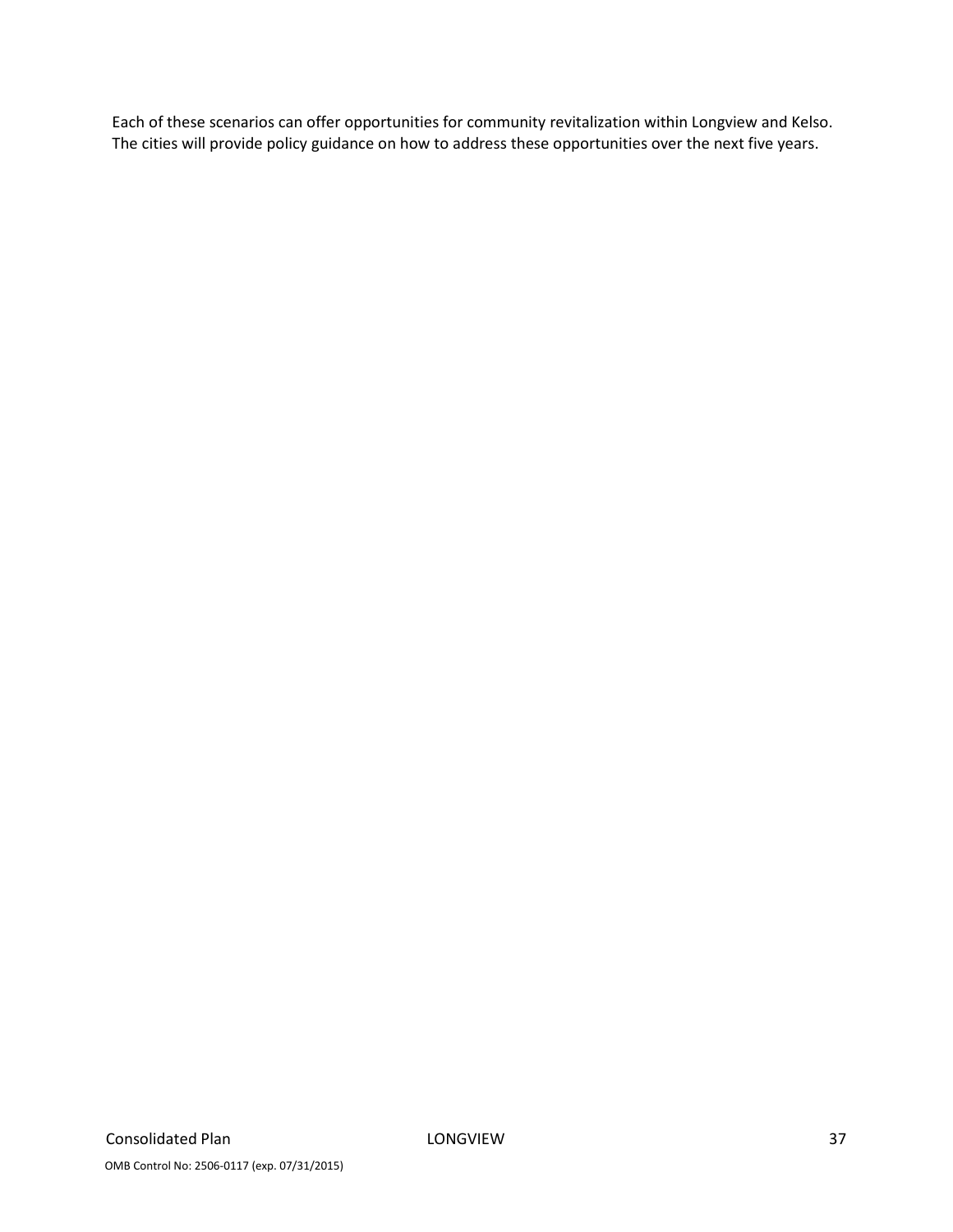Each of these scenarios can offer opportunities for community revitalization within Longview and Kelso. The cities will provide policy guidance on how to address these opportunities over the next five years.